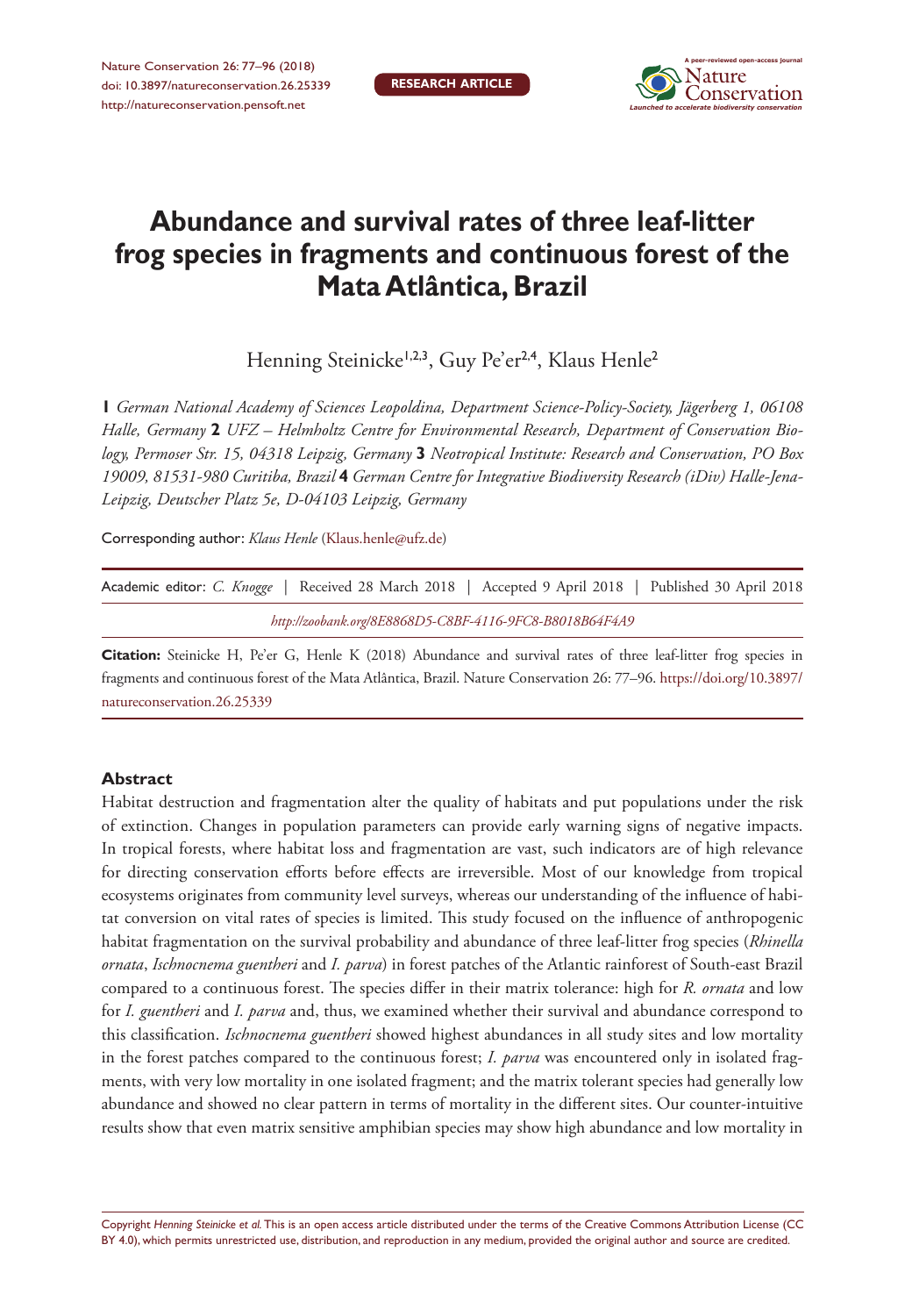RESEARCH ARTICLE

# Abundance and survival rates of three leaf-litter frog species in fragments and continuous forest of the Mata Atlântica, Brazil

Henning Steinicke[1,2,3], Guy Pe'er[2,4], Klaus Henle[2]

**1** *German National Academy of Sciences Leopoldina, Department Science-Policy-Society, Jägerberg 1, 06108 Halle, Germany* **2** *UFZ – Helmholtz Centre for Environmental Research, Department of Conservation Biology, Permoser Str. 15, 04318 Leipzig, Germany* **3** *Neotropical Institute: Research and Conservation, PO Box 19009, 81531-980 Curitiba, Brazil* **4** *German Centre for Integrative Biodiversity Research (iDiv) Halle-Jena-Leipzig, Deutscher Platz 5e, D-04103 Leipzig, Germany*

Corresponding author: *Klaus Henle* (Klaus.henle@ufz.de)

Academic editor: *C. Knogge* | Received 28 March 2018 | Accepted 9 April 2018 | Published 30 April 2018

*http://zoobank.org/8E8868D5-C8BF-4116-9FC8-B8018B64F4A9*

**Citation:** Steinicke H, Pe'er G, Henle K (2018) Abundance and survival rates of three leaf-litter frog species in fragments and continuous forest of the Mata Atlântica, Brazil. Nature Conservation 26: 77–96. https://doi.org/10.3897/natureconservation.26.25339

## Abstract

Habitat destruction and fragmentation alter the quality of habitats and put populations under the risk of extinction. Changes in population parameters can provide early warning signs of negative impacts. In tropical forests, where habitat loss and fragmentation are vast, such indicators are of high relevance for directing conservation efforts before effects are irreversible. Most of our knowledge from tropical ecosystems originates from community level surveys, whereas our understanding of the influence of habitat conversion on vital rates of species is limited. This study focused on the influence of anthropogenic habitat fragmentation on the survival probability and abundance of three leaf-litter frog species (*Rhinella ornata*, *Ischnocnema guentheri* and *I. parva*) in forest patches of the Atlantic rainforest of South-east Brazil compared to a continuous forest. The species differ in their matrix tolerance: high for *R. ornata* and low for *I. guentheri* and *I. parva* and, thus, we examined whether their survival and abundance correspond to this classification. *Ischnocnema guentheri* showed highest abundances in all study sites and low mortality in the forest patches compared to the continuous forest; *I. parva* was encountered only in isolated fragments, with very low mortality in one isolated fragment; and the matrix tolerant species had generally low abundance and showed no clear pattern in terms of mortality in the different sites. Our counter-intuitive results show that even matrix sensitive amphibian species may show high abundance and low mortality in

Copyright *Henning Steinicke et al.* This is an open access article distributed under the terms of the Creative Commons Attribution License (CC BY 4.0), which permits unrestricted use, distribution, and reproduction in any medium, provided the original author and source are credited.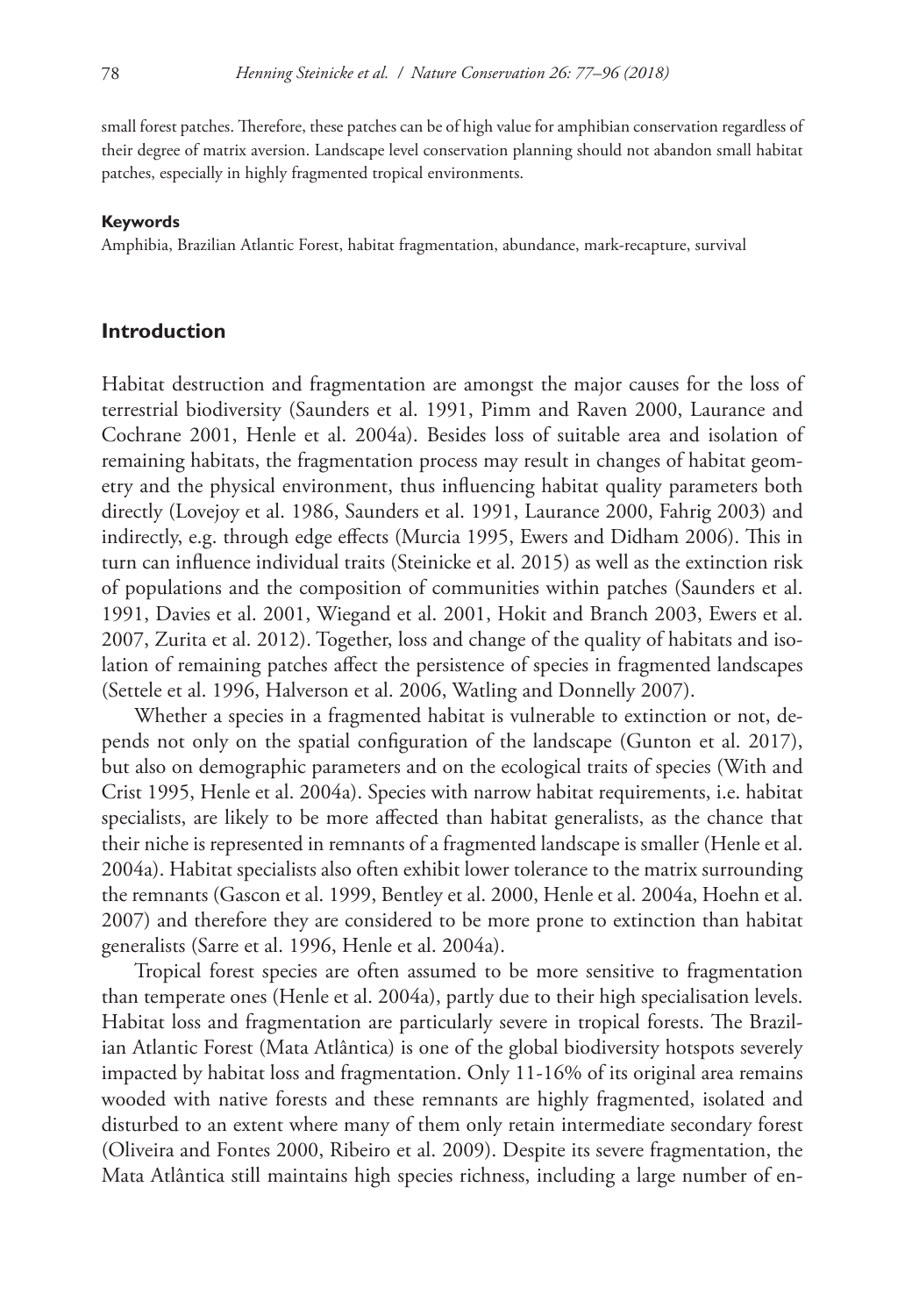small forest patches. Therefore, these patches can be of high value for amphibian conservation regardless of their degree of matrix aversion. Landscape level conservation planning should not abandon small habitat patches, especially in highly fragmented tropical environments.

#### Keywords

Amphibia, Brazilian Atlantic Forest, habitat fragmentation, abundance, mark-recapture, survival

## Introduction

Habitat destruction and fragmentation are amongst the major causes for the loss of terrestrial biodiversity (Saunders et al. 1991, Pimm and Raven 2000, Laurance and Cochrane 2001, Henle et al. 2004a). Besides loss of suitable area and isolation of remaining habitats, the fragmentation process may result in changes of habitat geometry and the physical environment, thus influencing habitat quality parameters both directly (Lovejoy et al. 1986, Saunders et al. 1991, Laurance 2000, Fahrig 2003) and indirectly, e.g. through edge effects (Murcia 1995, Ewers and Didham 2006). This in turn can influence individual traits (Steinicke et al. 2015) as well as the extinction risk of populations and the composition of communities within patches (Saunders et al. 1991, Davies et al. 2001, Wiegand et al. 2001, Hokit and Branch 2003, Ewers et al. 2007, Zurita et al. 2012). Together, loss and change of the quality of habitats and isolation of remaining patches affect the persistence of species in fragmented landscapes (Settele et al. 1996, Halverson et al. 2006, Watling and Donnelly 2007).

Whether a species in a fragmented habitat is vulnerable to extinction or not, depends not only on the spatial configuration of the landscape (Gunton et al. 2017), but also on demographic parameters and on the ecological traits of species (With and Crist 1995, Henle et al. 2004a). Species with narrow habitat requirements, i.e. habitat specialists, are likely to be more affected than habitat generalists, as the chance that their niche is represented in remnants of a fragmented landscape is smaller (Henle et al. 2004a). Habitat specialists also often exhibit lower tolerance to the matrix surrounding the remnants (Gascon et al. 1999, Bentley et al. 2000, Henle et al. 2004a, Hoehn et al. 2007) and therefore they are considered to be more prone to extinction than habitat generalists (Sarre et al. 1996, Henle et al. 2004a).

Tropical forest species are often assumed to be more sensitive to fragmentation than temperate ones (Henle et al. 2004a), partly due to their high specialisation levels. Habitat loss and fragmentation are particularly severe in tropical forests. The Brazilian Atlantic Forest (Mata Atlântica) is one of the global biodiversity hotspots severely impacted by habitat loss and fragmentation. Only 11-16% of its original area remains wooded with native forests and these remnants are highly fragmented, isolated and disturbed to an extent where many of them only retain intermediate secondary forest (Oliveira and Fontes 2000, Ribeiro et al. 2009). Despite its severe fragmentation, the Mata Atlântica still maintains high species richness, including a large number of en-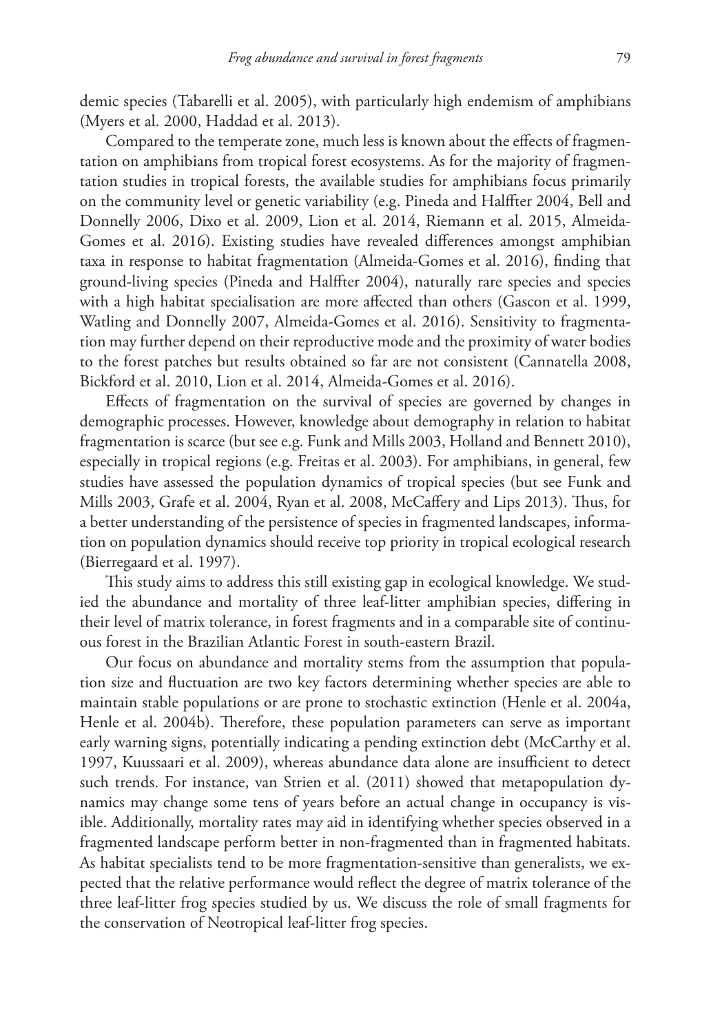demic species (Tabarelli et al. 2005), with particularly high endemism of amphibians (Myers et al. 2000, Haddad et al. 2013).

Compared to the temperate zone, much less is known about the effects of fragmentation on amphibians from tropical forest ecosystems. As for the majority of fragmentation studies in tropical forests, the available studies for amphibians focus primarily on the community level or genetic variability (e.g. Pineda and Halffter 2004, Bell and Donnelly 2006, Dixo et al. 2009, Lion et al. 2014, Riemann et al. 2015, Almeida-Gomes et al. 2016). Existing studies have revealed differences amongst amphibian taxa in response to habitat fragmentation (Almeida-Gomes et al. 2016), finding that ground-living species (Pineda and Halffter 2004), naturally rare species and species with a high habitat specialisation are more affected than others (Gascon et al. 1999, Watling and Donnelly 2007, Almeida-Gomes et al. 2016). Sensitivity to fragmentation may further depend on their reproductive mode and the proximity of water bodies to the forest patches but results obtained so far are not consistent (Cannatella 2008, Bickford et al. 2010, Lion et al. 2014, Almeida-Gomes et al. 2016).

Effects of fragmentation on the survival of species are governed by changes in demographic processes. However, knowledge about demography in relation to habitat fragmentation is scarce (but see e.g. Funk and Mills 2003, Holland and Bennett 2010), especially in tropical regions (e.g. Freitas et al. 2003). For amphibians, in general, few studies have assessed the population dynamics of tropical species (but see Funk and Mills 2003, Grafe et al. 2004, Ryan et al. 2008, McCaffery and Lips 2013). Thus, for a better understanding of the persistence of species in fragmented landscapes, information on population dynamics should receive top priority in tropical ecological research (Bierregaard et al. 1997).

This study aims to address this still existing gap in ecological knowledge. We studied the abundance and mortality of three leaf-litter amphibian species, differing in their level of matrix tolerance, in forest fragments and in a comparable site of continuous forest in the Brazilian Atlantic Forest in south-eastern Brazil.

Our focus on abundance and mortality stems from the assumption that population size and fluctuation are two key factors determining whether species are able to maintain stable populations or are prone to stochastic extinction (Henle et al. 2004a, Henle et al. 2004b). Therefore, these population parameters can serve as important early warning signs, potentially indicating a pending extinction debt (McCarthy et al. 1997, Kuussaari et al. 2009), whereas abundance data alone are insufficient to detect such trends. For instance, van Strien et al. (2011) showed that metapopulation dynamics may change some tens of years before an actual change in occupancy is visible. Additionally, mortality rates may aid in identifying whether species observed in a fragmented landscape perform better in non-fragmented than in fragmented habitats. As habitat specialists tend to be more fragmentation-sensitive than generalists, we expected that the relative performance would reflect the degree of matrix tolerance of the three leaf-litter frog species studied by us. We discuss the role of small fragments for the conservation of Neotropical leaf-litter frog species.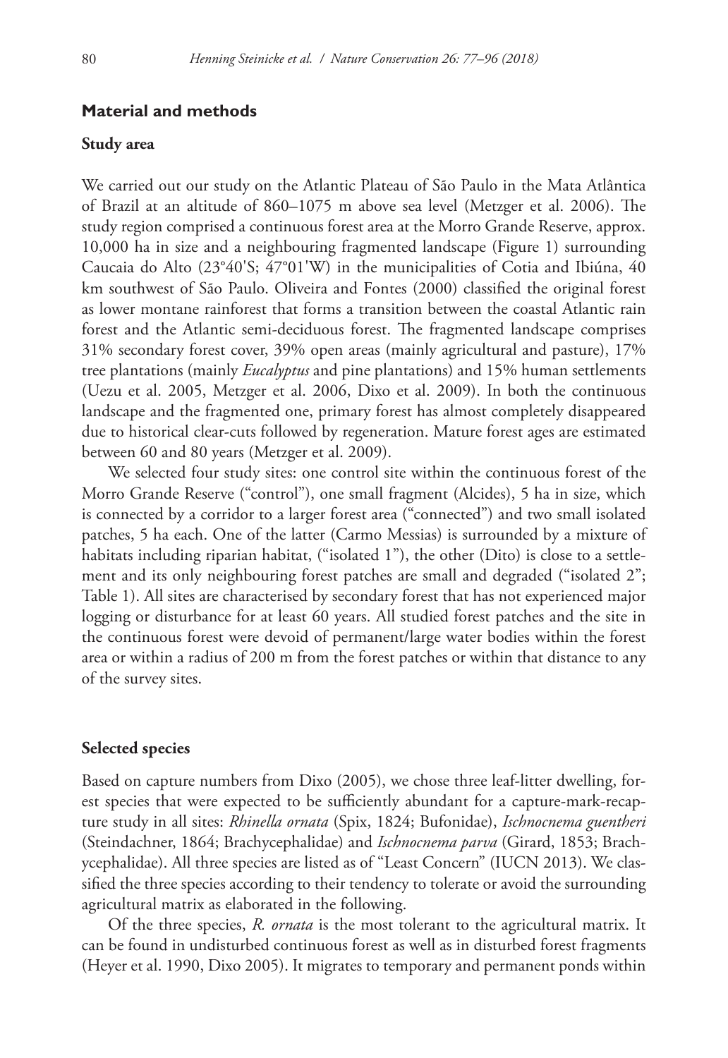## Material and methods

### Study area

We carried out our study on the Atlantic Plateau of São Paulo in the Mata Atlântica of Brazil at an altitude of 860–1075 m above sea level (Metzger et al. 2006). The study region comprised a continuous forest area at the Morro Grande Reserve, approx. 10,000 ha in size and a neighbouring fragmented landscape (Figure 1) surrounding Caucaia do Alto (23°40'S; 47°01'W) in the municipalities of Cotia and Ibiúna, 40 km southwest of São Paulo. Oliveira and Fontes (2000) classified the original forest as lower montane rainforest that forms a transition between the coastal Atlantic rain forest and the Atlantic semi-deciduous forest. The fragmented landscape comprises 31% secondary forest cover, 39% open areas (mainly agricultural and pasture), 17% tree plantations (mainly *Eucalyptus* and pine plantations) and 15% human settlements (Uezu et al. 2005, Metzger et al. 2006, Dixo et al. 2009). In both the continuous landscape and the fragmented one, primary forest has almost completely disappeared due to historical clear-cuts followed by regeneration. Mature forest ages are estimated between 60 and 80 years (Metzger et al. 2009).

We selected four study sites: one control site within the continuous forest of the Morro Grande Reserve ("control"), one small fragment (Alcides), 5 ha in size, which is connected by a corridor to a larger forest area ("connected") and two small isolated patches, 5 ha each. One of the latter (Carmo Messias) is surrounded by a mixture of habitats including riparian habitat, ("isolated 1"), the other (Dito) is close to a settlement and its only neighbouring forest patches are small and degraded ("isolated 2"; Table 1). All sites are characterised by secondary forest that has not experienced major logging or disturbance for at least 60 years. All studied forest patches and the site in the continuous forest were devoid of permanent/large water bodies within the forest area or within a radius of 200 m from the forest patches or within that distance to any of the survey sites.

### Selected species

Based on capture numbers from Dixo (2005), we chose three leaf-litter dwelling, forest species that were expected to be sufficiently abundant for a capture-mark-recapture study in all sites: *Rhinella ornata* (Spix, 1824; Bufonidae), *Ischnocnema guentheri* (Steindachner, 1864; Brachycephalidae) and *Ischnocnema parva* (Girard, 1853; Brachycephalidae). All three species are listed as of "Least Concern" (IUCN 2013). We classified the three species according to their tendency to tolerate or avoid the surrounding agricultural matrix as elaborated in the following.

Of the three species, *R. ornata* is the most tolerant to the agricultural matrix. It can be found in undisturbed continuous forest as well as in disturbed forest fragments (Heyer et al. 1990, Dixo 2005). It migrates to temporary and permanent ponds within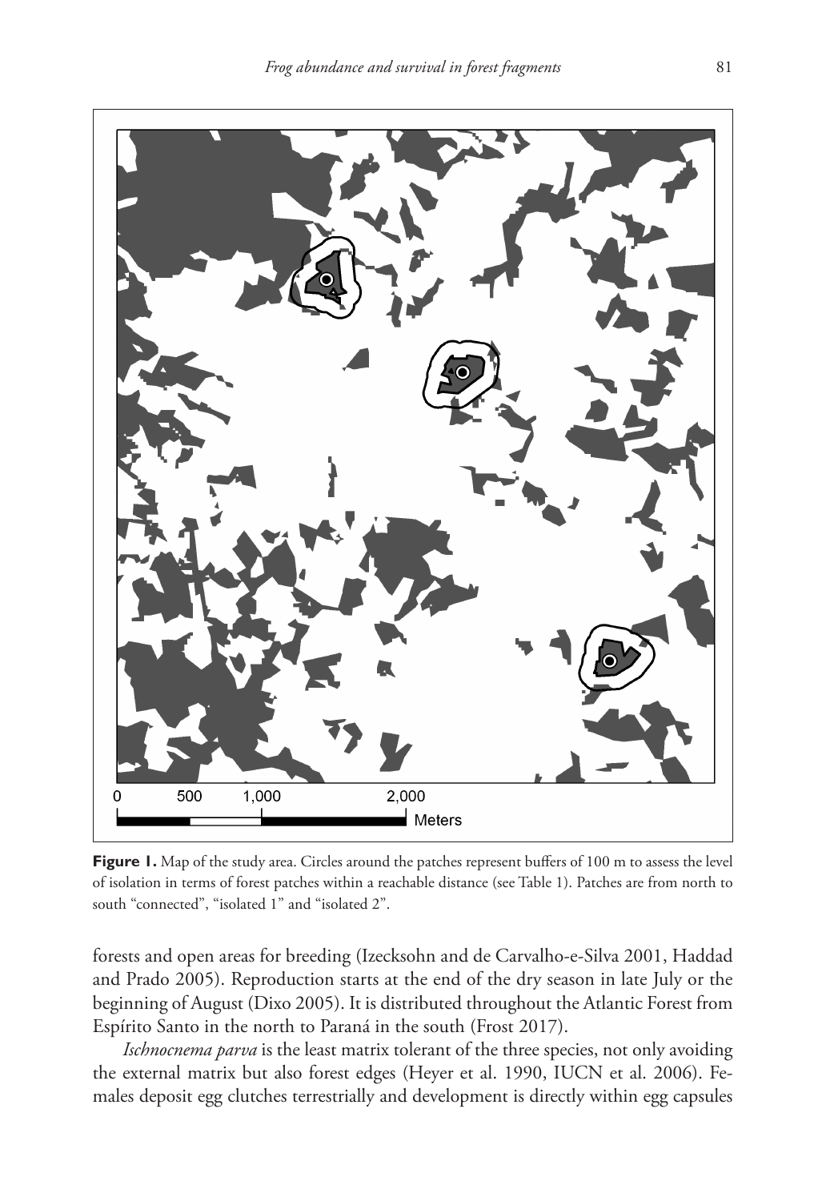**Figure 1.** Map of the study area. Circles around the patches represent buffers of 100 m to assess the level of isolation in terms of forest patches within a reachable distance (see Table 1). Patches are from north to south "connected", "isolated 1" and "isolated 2".

forests and open areas for breeding (Izecksohn and de Carvalho-e-Silva 2001, Haddad and Prado 2005). Reproduction starts at the end of the dry season in late July or the beginning of August (Dixo 2005). It is distributed throughout the Atlantic Forest from Espírito Santo in the north to Paraná in the south (Frost 2017).

*Ischnocnema parva* is the least matrix tolerant of the three species, not only avoiding the external matrix but also forest edges (Heyer et al. 1990, IUCN et al. 2006). Females deposit egg clutches terrestrially and development is directly within egg capsules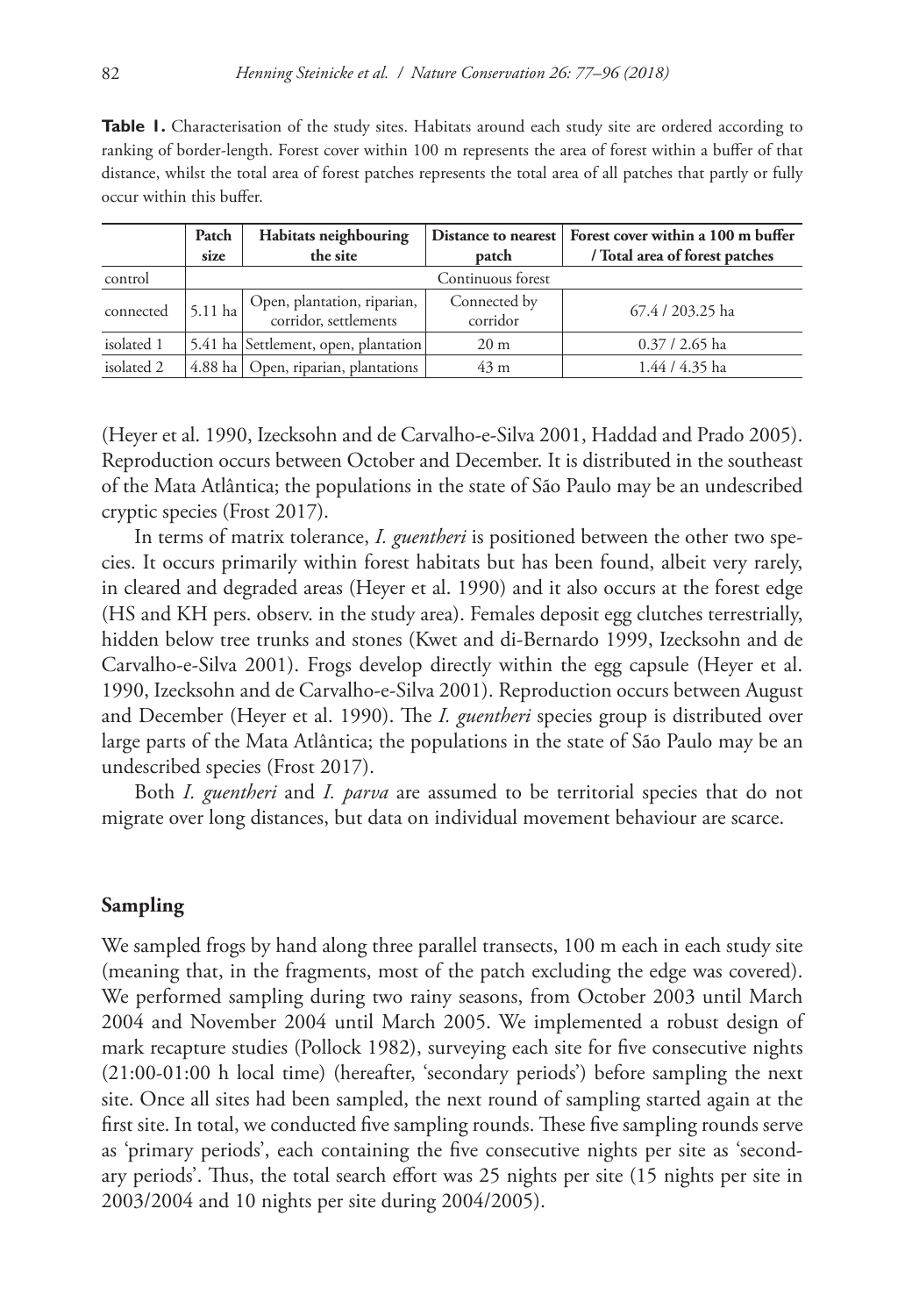**Table 1.** Characterisation of the study sites. Habitats around each study site are ordered according to ranking of border-length. Forest cover within 100 m represents the area of forest within a buffer of that distance, whilst the total area of forest patches represents the total area of all patches that partly or fully occur within this buffer.

| | Patch size | Habitats neighbouring the site | Distance to nearest patch | Forest cover within a 100 m buffer / Total area of forest patches |
|---|---|---|---|---|
| control | Continuous forest | | | |
| connected | 5.11 ha | Open, plantation, riparian, corridor, settlements | Connected by corridor | 67.4 / 203.25 ha |
| isolated 1 | 5.41 ha | Settlement, open, plantation | 20 m | 0.37 / 2.65 ha |
| isolated 2 | 4.88 ha | Open, riparian, plantations | 43 m | 1.44 / 4.35 ha |

(Heyer et al. 1990, Izecksohn and de Carvalho-e-Silva 2001, Haddad and Prado 2005). Reproduction occurs between October and December. It is distributed in the southeast of the Mata Atlântica; the populations in the state of São Paulo may be an undescribed cryptic species (Frost 2017).

In terms of matrix tolerance, *I. guentheri* is positioned between the other two species. It occurs primarily within forest habitats but has been found, albeit very rarely, in cleared and degraded areas (Heyer et al. 1990) and it also occurs at the forest edge (HS and KH pers. observ. in the study area). Females deposit egg clutches terrestrially, hidden below tree trunks and stones (Kwet and di-Bernardo 1999, Izecksohn and de Carvalho-e-Silva 2001). Frogs develop directly within the egg capsule (Heyer et al. 1990, Izecksohn and de Carvalho-e-Silva 2001). Reproduction occurs between August and December (Heyer et al. 1990). The *I. guentheri* species group is distributed over large parts of the Mata Atlântica; the populations in the state of São Paulo may be an undescribed species (Frost 2017).

Both *I. guentheri* and *I. parva* are assumed to be territorial species that do not migrate over long distances, but data on individual movement behaviour are scarce.

## Sampling

We sampled frogs by hand along three parallel transects, 100 m each in each study site (meaning that, in the fragments, most of the patch excluding the edge was covered). We performed sampling during two rainy seasons, from October 2003 until March 2004 and November 2004 until March 2005. We implemented a robust design of mark recapture studies (Pollock 1982), surveying each site for five consecutive nights (21:00-01:00 h local time) (hereafter, 'secondary periods') before sampling the next site. Once all sites had been sampled, the next round of sampling started again at the first site. In total, we conducted five sampling rounds. These five sampling rounds serve as 'primary periods', each containing the five consecutive nights per site as 'secondary periods'. Thus, the total search effort was 25 nights per site (15 nights per site in 2003/2004 and 10 nights per site during 2004/2005).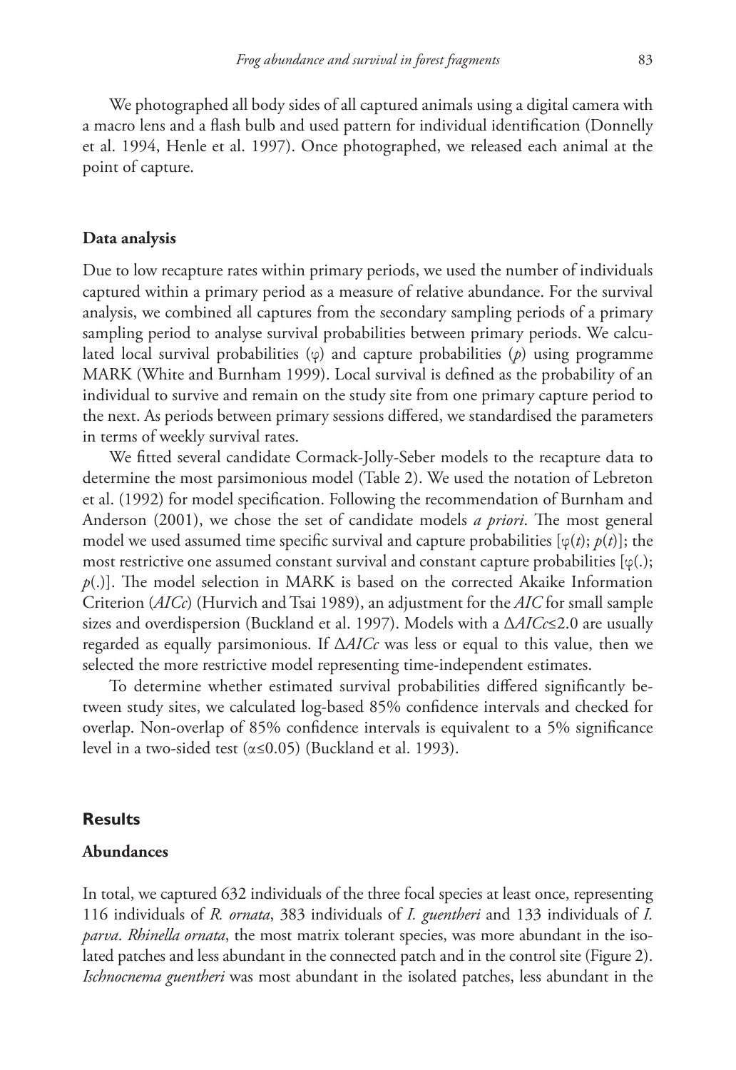We photographed all body sides of all captured animals using a digital camera with a macro lens and a flash bulb and used pattern for individual identification (Donnelly et al. 1994, Henle et al. 1997). Once photographed, we released each animal at the point of capture.

### Data analysis

Due to low recapture rates within primary periods, we used the number of individuals captured within a primary period as a measure of relative abundance. For the survival analysis, we combined all captures from the secondary sampling periods of a primary sampling period to analyse survival probabilities between primary periods. We calculated local survival probabilities ($\varphi$) and capture probabilities ($p$) using programme MARK (White and Burnham 1999). Local survival is defined as the probability of an individual to survive and remain on the study site from one primary capture period to the next. As periods between primary sessions differed, we standardised the parameters in terms of weekly survival rates.

We fitted several candidate Cormack-Jolly-Seber models to the recapture data to determine the most parsimonious model (Table 2). We used the notation of Lebreton et al. (1992) for model specification. Following the recommendation of Burnham and Anderson (2001), we chose the set of candidate models *a priori*. The most general model we used assumed time specific survival and capture probabilities [$\varphi(t)$; $p(t)$]; the most restrictive one assumed constant survival and constant capture probabilities [$\varphi(.)$; $p(.)$]. The model selection in MARK is based on the corrected Akaike Information Criterion (*AICc*) (Hurvich and Tsai 1989), an adjustment for the *AIC* for small sample sizes and overdispersion (Buckland et al. 1997). Models with a $\Delta AICc \leq 2.0$ are usually regarded as equally parsimonious. If $\Delta AICc$ was less or equal to this value, then we selected the more restrictive model representing time-independent estimates.

To determine whether estimated survival probabilities differed significantly between study sites, we calculated log-based 85% confidence intervals and checked for overlap. Non-overlap of 85% confidence intervals is equivalent to a 5% significance level in a two-sided test ($\alpha \leq 0.05$) (Buckland et al. 1993).

## Results

### Abundances

In total, we captured 632 individuals of the three focal species at least once, representing 116 individuals of *R. ornata*, 383 individuals of *I. guentheri* and 133 individuals of *I. parva*. *Rhinella ornata*, the most matrix tolerant species, was more abundant in the isolated patches and less abundant in the connected patch and in the control site (Figure 2). *Ischnocnema guentheri* was most abundant in the isolated patches, less abundant in the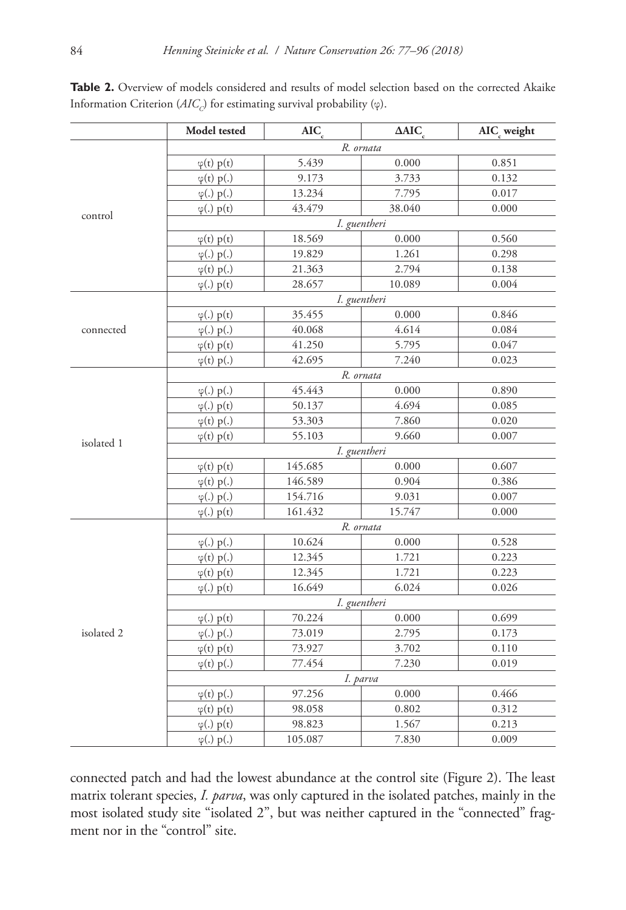**Table 2.** Overview of models considered and results of model selection based on the corrected Akaike Information Criterion ($AIC_C$) for estimating survival probability ($\varphi$).

| | Model tested | $AIC_c$ | $\Delta AIC_c$ | $AIC_c$ weight |
|---|---|---|---|---|
| control | *R. ornata* | | | |
| | $\varphi(t)\ p(t)$ | 5.439 | 0.000 | 0.851 |
| | $\varphi(t)\ p(.)$ | 9.173 | 3.733 | 0.132 |
| | $\varphi(.)\ p(.)$ | 13.234 | 7.795 | 0.017 |
| | $\varphi(.)\ p(t)$ | 43.479 | 38.040 | 0.000 |
| | *I. guentheri* | | | |
| | $\varphi(t)\ p(t)$ | 18.569 | 0.000 | 0.560 |
| | $\varphi(.)\ p(.)$ | 19.829 | 1.261 | 0.298 |
| | $\varphi(t)\ p(.)$ | 21.363 | 2.794 | 0.138 |
| | $\varphi(.)\ p(t)$ | 28.657 | 10.089 | 0.004 |
| connected | *I. guentheri* | | | |
| | $\varphi(.)\ p(t)$ | 35.455 | 0.000 | 0.846 |
| | $\varphi(.)\ p(.)$ | 40.068 | 4.614 | 0.084 |
| | $\varphi(t)\ p(t)$ | 41.250 | 5.795 | 0.047 |
| | $\varphi(t)\ p(.)$ | 42.695 | 7.240 | 0.023 |
| isolated 1 | *R. ornata* | | | |
| | $\varphi(.)\ p(.)$ | 45.443 | 0.000 | 0.890 |
| | $\varphi(.)\ p(t)$ | 50.137 | 4.694 | 0.085 |
| | $\varphi(t)\ p(.)$ | 53.303 | 7.860 | 0.020 |
| | $\varphi(t)\ p(t)$ | 55.103 | 9.660 | 0.007 |
| | *I. guentheri* | | | |
| | $\varphi(t)\ p(t)$ | 145.685 | 0.000 | 0.607 |
| | $\varphi(t)\ p(.)$ | 146.589 | 0.904 | 0.386 |
| | $\varphi(.)\ p(.)$ | 154.716 | 9.031 | 0.007 |
| | $\varphi(.)\ p(t)$ | 161.432 | 15.747 | 0.000 |
| isolated 2 | *R. ornata* | | | |
| | $\varphi(.)\ p(.)$ | 10.624 | 0.000 | 0.528 |
| | $\varphi(t)\ p(.)$ | 12.345 | 1.721 | 0.223 |
| | $\varphi(t)\ p(t)$ | 12.345 | 1.721 | 0.223 |
| | $\varphi(.)\ p(t)$ | 16.649 | 6.024 | 0.026 |
| | *I. guentheri* | | | |
| | $\varphi(.)\ p(t)$ | 70.224 | 0.000 | 0.699 |
| | $\varphi(.)\ p(.)$ | 73.019 | 2.795 | 0.173 |
| | $\varphi(t)\ p(t)$ | 73.927 | 3.702 | 0.110 |
| | $\varphi(t)\ p(.)$ | 77.454 | 7.230 | 0.019 |
| | *I. parva* | | | |
| | $\varphi(t)\ p(.)$ | 97.256 | 0.000 | 0.466 |
| | $\varphi(t)\ p(t)$ | 98.058 | 0.802 | 0.312 |
| | $\varphi(.)\ p(t)$ | 98.823 | 1.567 | 0.213 |
| | $\varphi(.)\ p(.)$ | 105.087 | 7.830 | 0.009 |

connected patch and had the lowest abundance at the control site (Figure 2). The least matrix tolerant species, *I. parva*, was only captured in the isolated patches, mainly in the most isolated study site "isolated 2", but was neither captured in the "connected" fragment nor in the "control" site.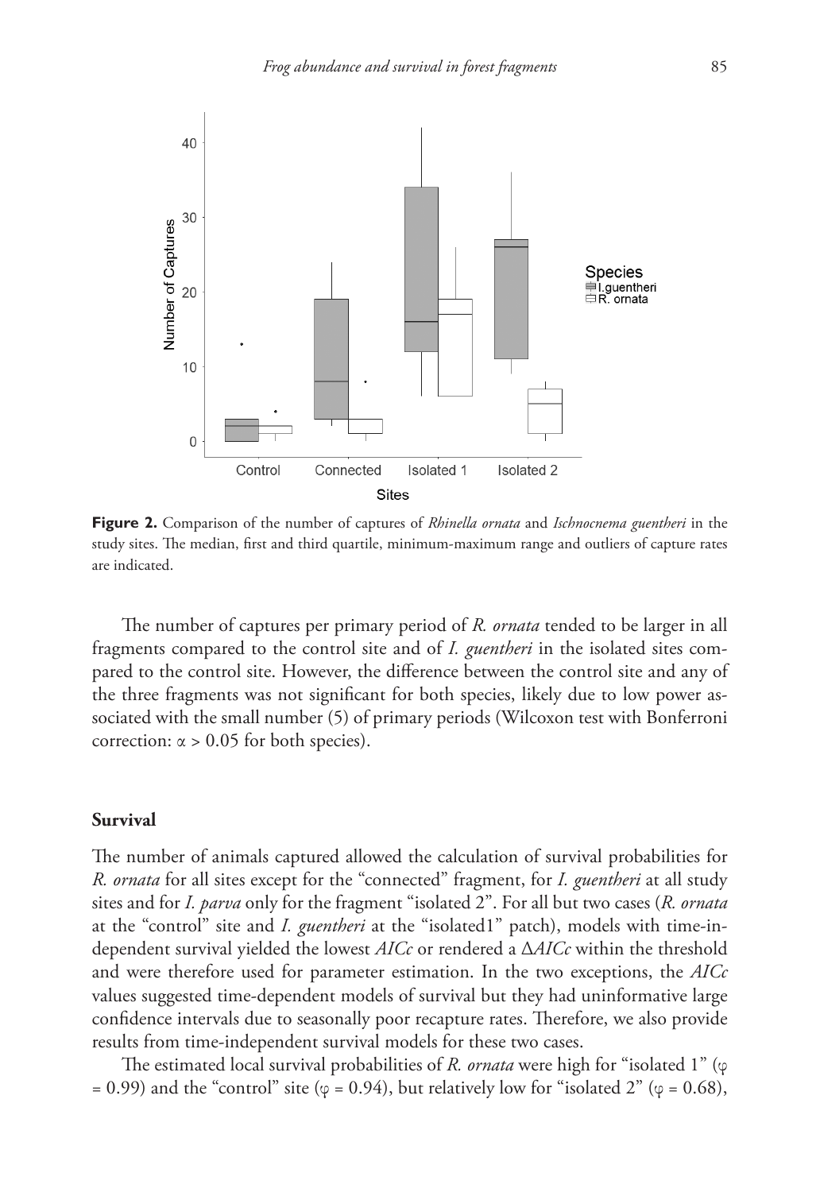**Figure 2.** Comparison of the number of captures of *Rhinella ornata* and *Ischnocnema guentheri* in the study sites. The median, first and third quartile, minimum-maximum range and outliers of capture rates are indicated.

The number of captures per primary period of *R. ornata* tended to be larger in all fragments compared to the control site and of *I. guentheri* in the isolated sites compared to the control site. However, the difference between the control site and any of the three fragments was not significant for both species, likely due to low power associated with the small number (5) of primary periods (Wilcoxon test with Bonferroni correction: $\alpha > 0.05$ for both species).

## Survival

The number of animals captured allowed the calculation of survival probabilities for *R. ornata* for all sites except for the "connected" fragment, for *I. guentheri* at all study sites and for *I. parva* only for the fragment "isolated 2". For all but two cases (*R. ornata* at the "control" site and *I. guentheri* at the "isolated1" patch), models with time-independent survival yielded the lowest *AICc* or rendered a $\Delta$*AICc* within the threshold and were therefore used for parameter estimation. In the two exceptions, the *AICc* values suggested time-dependent models of survival but they had uninformative large confidence intervals due to seasonally poor recapture rates. Therefore, we also provide results from time-independent survival models for these two cases.

The estimated local survival probabilities of *R. ornata* were high for "isolated 1" ($\varphi = 0.99$) and the "control" site ($\varphi = 0.94$), but relatively low for "isolated 2" ($\varphi = 0.68$),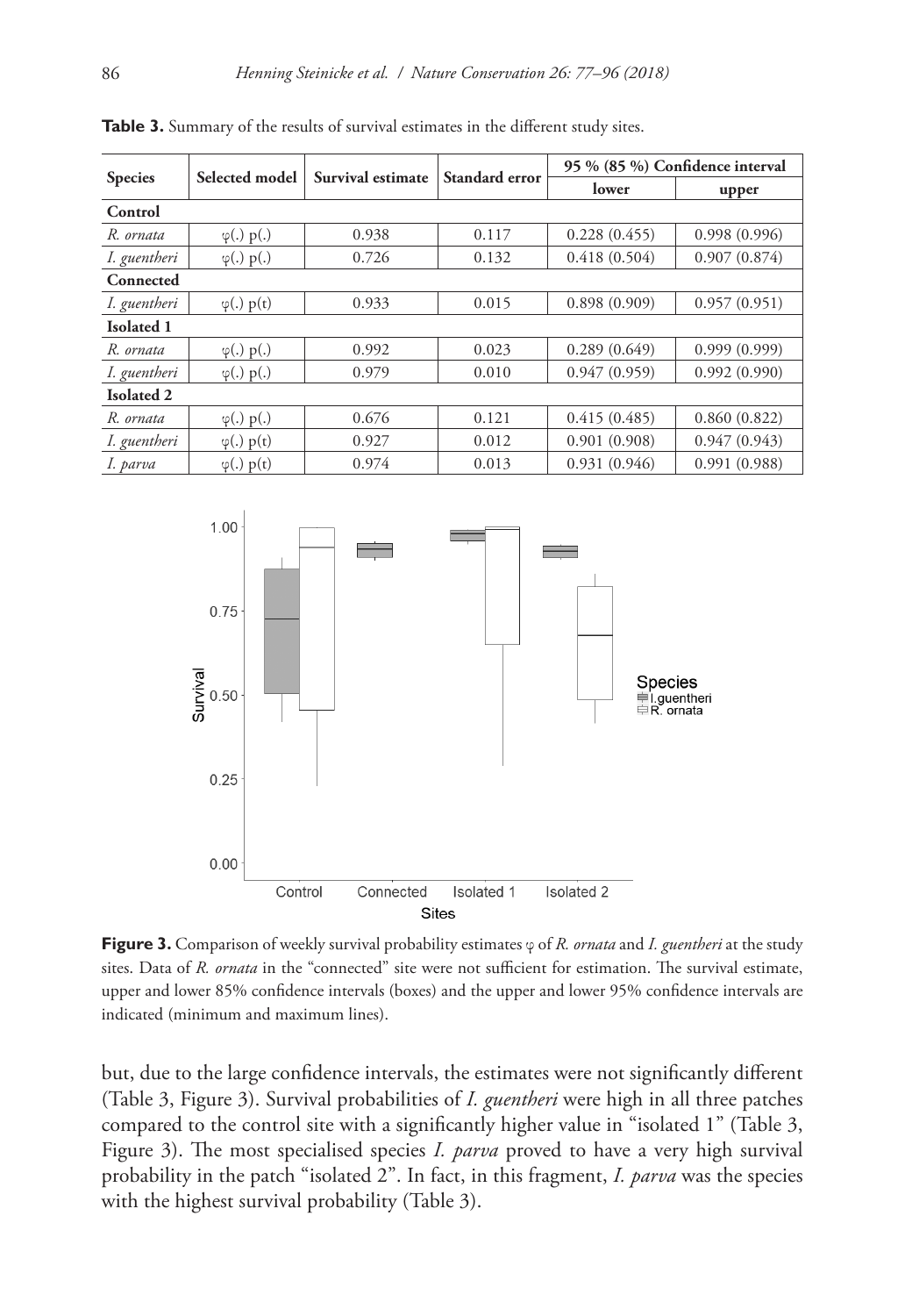**Table 3.** Summary of the results of survival estimates in the different study sites.

| Species | Selected model | Survival estimate | Standard error | 95 % (85 %) Confidence interval | |
|---|---|---|---|---|---|
| | | | | lower | upper |
| **Control** | | | | | |
| *R. ornata* | φ(.) p(.) | 0.938 | 0.117 | 0.228 (0.455) | 0.998 (0.996) |
| *I. guentheri* | φ(.) p(.) | 0.726 | 0.132 | 0.418 (0.504) | 0.907 (0.874) |
| **Connected** | | | | | |
| *I. guentheri* | φ(.) p(t) | 0.933 | 0.015 | 0.898 (0.909) | 0.957 (0.951) |
| **Isolated 1** | | | | | |
| *R. ornata* | φ(.) p(.) | 0.992 | 0.023 | 0.289 (0.649) | 0.999 (0.999) |
| *I. guentheri* | φ(.) p(.) | 0.979 | 0.010 | 0.947 (0.959) | 0.992 (0.990) |
| **Isolated 2** | | | | | |
| *R. ornata* | φ(.) p(.) | 0.676 | 0.121 | 0.415 (0.485) | 0.860 (0.822) |
| *I. guentheri* | φ(.) p(t) | 0.927 | 0.012 | 0.901 (0.908) | 0.947 (0.943) |
| *I. parva* | φ(.) p(t) | 0.974 | 0.013 | 0.931 (0.946) | 0.991 (0.988) |

**Figure 3.** Comparison of weekly survival probability estimates φ of *R. ornata* and *I. guentheri* at the study sites. Data of *R. ornata* in the "connected" site were not sufficient for estimation. The survival estimate, upper and lower 85% confidence intervals (boxes) and the upper and lower 95% confidence intervals are indicated (minimum and maximum lines).

but, due to the large confidence intervals, the estimates were not significantly different (Table 3, Figure 3). Survival probabilities of *I. guentheri* were high in all three patches compared to the control site with a significantly higher value in "isolated 1" (Table 3, Figure 3). The most specialised species *I. parva* proved to have a very high survival probability in the patch "isolated 2". In fact, in this fragment, *I. parva* was the species with the highest survival probability (Table 3).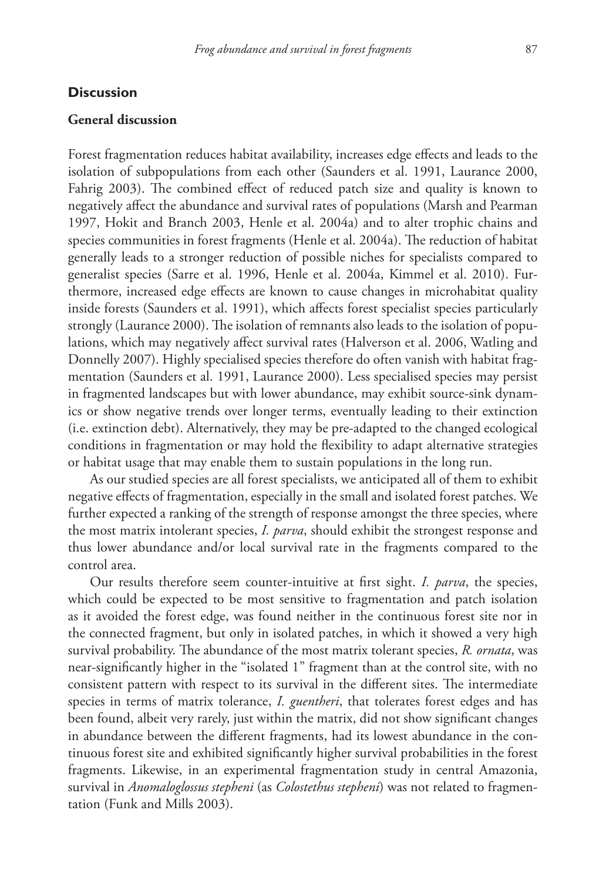## Discussion

### General discussion

Forest fragmentation reduces habitat availability, increases edge effects and leads to the isolation of subpopulations from each other (Saunders et al. 1991, Laurance 2000, Fahrig 2003). The combined effect of reduced patch size and quality is known to negatively affect the abundance and survival rates of populations (Marsh and Pearman 1997, Hokit and Branch 2003, Henle et al. 2004a) and to alter trophic chains and species communities in forest fragments (Henle et al. 2004a). The reduction of habitat generally leads to a stronger reduction of possible niches for specialists compared to generalist species (Sarre et al. 1996, Henle et al. 2004a, Kimmel et al. 2010). Furthermore, increased edge effects are known to cause changes in microhabitat quality inside forests (Saunders et al. 1991), which affects forest specialist species particularly strongly (Laurance 2000). The isolation of remnants also leads to the isolation of populations, which may negatively affect survival rates (Halverson et al. 2006, Watling and Donnelly 2007). Highly specialised species therefore do often vanish with habitat fragmentation (Saunders et al. 1991, Laurance 2000). Less specialised species may persist in fragmented landscapes but with lower abundance, may exhibit source-sink dynamics or show negative trends over longer terms, eventually leading to their extinction (i.e. extinction debt). Alternatively, they may be pre-adapted to the changed ecological conditions in fragmentation or may hold the flexibility to adapt alternative strategies or habitat usage that may enable them to sustain populations in the long run.

As our studied species are all forest specialists, we anticipated all of them to exhibit negative effects of fragmentation, especially in the small and isolated forest patches. We further expected a ranking of the strength of response amongst the three species, where the most matrix intolerant species, *I. parva*, should exhibit the strongest response and thus lower abundance and/or local survival rate in the fragments compared to the control area.

Our results therefore seem counter-intuitive at first sight. *I. parva*, the species, which could be expected to be most sensitive to fragmentation and patch isolation as it avoided the forest edge, was found neither in the continuous forest site nor in the connected fragment, but only in isolated patches, in which it showed a very high survival probability. The abundance of the most matrix tolerant species, *R. ornata*, was near-significantly higher in the "isolated 1" fragment than at the control site, with no consistent pattern with respect to its survival in the different sites. The intermediate species in terms of matrix tolerance, *I. guentheri*, that tolerates forest edges and has been found, albeit very rarely, just within the matrix, did not show significant changes in abundance between the different fragments, had its lowest abundance in the continuous forest site and exhibited significantly higher survival probabilities in the forest fragments. Likewise, in an experimental fragmentation study in central Amazonia, survival in *Anomaloglossus stepheni* (as *Colostethus stepheni*) was not related to fragmentation (Funk and Mills 2003).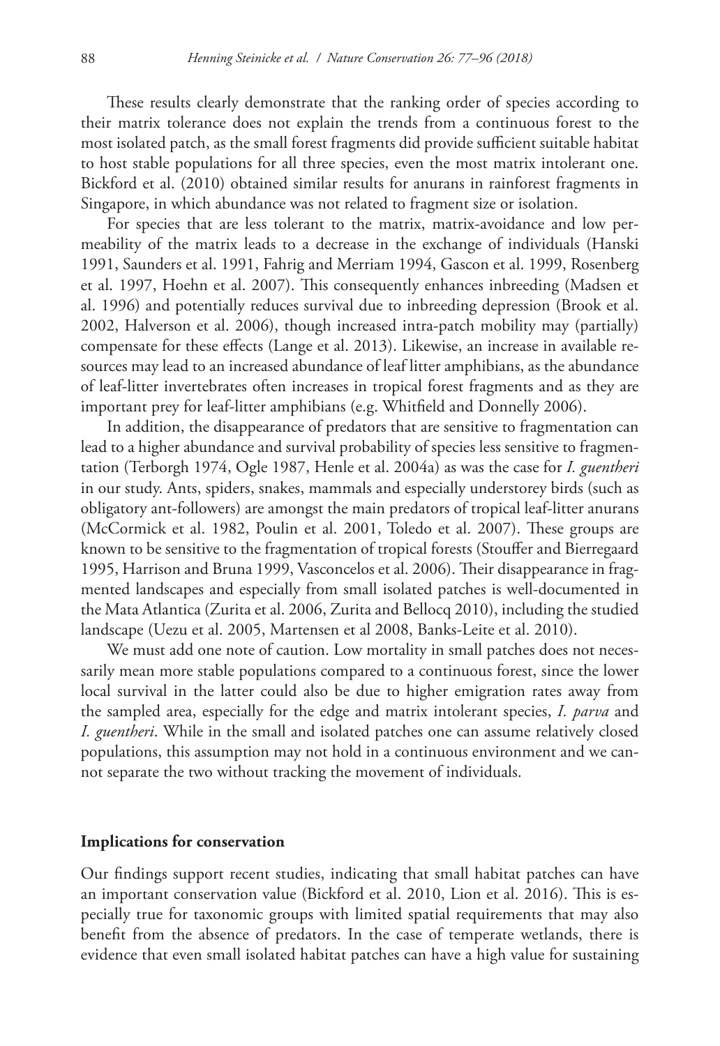These results clearly demonstrate that the ranking order of species according to their matrix tolerance does not explain the trends from a continuous forest to the most isolated patch, as the small forest fragments did provide sufficient suitable habitat to host stable populations for all three species, even the most matrix intolerant one. Bickford et al. (2010) obtained similar results for anurans in rainforest fragments in Singapore, in which abundance was not related to fragment size or isolation.

For species that are less tolerant to the matrix, matrix-avoidance and low permeability of the matrix leads to a decrease in the exchange of individuals (Hanski 1991, Saunders et al. 1991, Fahrig and Merriam 1994, Gascon et al. 1999, Rosenberg et al. 1997, Hoehn et al. 2007). This consequently enhances inbreeding (Madsen et al. 1996) and potentially reduces survival due to inbreeding depression (Brook et al. 2002, Halverson et al. 2006), though increased intra-patch mobility may (partially) compensate for these effects (Lange et al. 2013). Likewise, an increase in available resources may lead to an increased abundance of leaf litter amphibians, as the abundance of leaf-litter invertebrates often increases in tropical forest fragments and as they are important prey for leaf-litter amphibians (e.g. Whitfield and Donnelly 2006).

In addition, the disappearance of predators that are sensitive to fragmentation can lead to a higher abundance and survival probability of species less sensitive to fragmentation (Terborgh 1974, Ogle 1987, Henle et al. 2004a) as was the case for *I. guentheri* in our study. Ants, spiders, snakes, mammals and especially understorey birds (such as obligatory ant-followers) are amongst the main predators of tropical leaf-litter anurans (McCormick et al. 1982, Poulin et al. 2001, Toledo et al. 2007). These groups are known to be sensitive to the fragmentation of tropical forests (Stouffer and Bierregaard 1995, Harrison and Bruna 1999, Vasconcelos et al. 2006). Their disappearance in fragmented landscapes and especially from small isolated patches is well-documented in the Mata Atlantica (Zurita et al. 2006, Zurita and Bellocq 2010), including the studied landscape (Uezu et al. 2005, Martensen et al 2008, Banks-Leite et al. 2010).

We must add one note of caution. Low mortality in small patches does not necessarily mean more stable populations compared to a continuous forest, since the lower local survival in the latter could also be due to higher emigration rates away from the sampled area, especially for the edge and matrix intolerant species, *I. parva* and *I. guentheri*. While in the small and isolated patches one can assume relatively closed populations, this assumption may not hold in a continuous environment and we cannot separate the two without tracking the movement of individuals.

## Implications for conservation

Our findings support recent studies, indicating that small habitat patches can have an important conservation value (Bickford et al. 2010, Lion et al. 2016). This is especially true for taxonomic groups with limited spatial requirements that may also benefit from the absence of predators. In the case of temperate wetlands, there is evidence that even small isolated habitat patches can have a high value for sustaining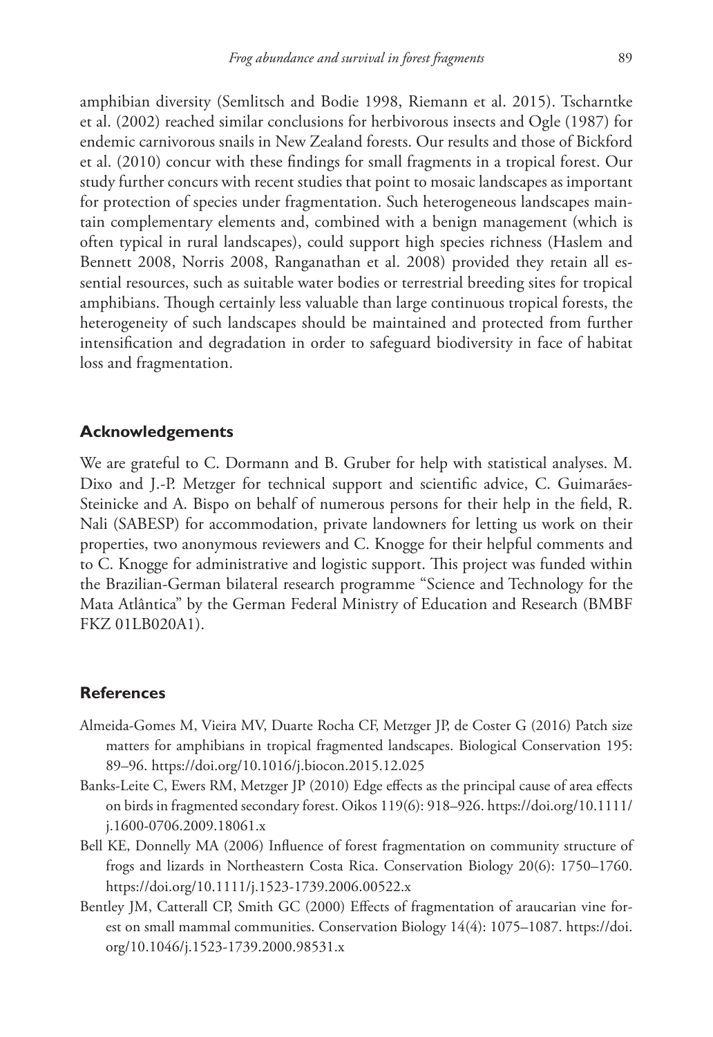amphibian diversity (Semlitsch and Bodie 1998, Riemann et al. 2015). Tscharntke et al. (2002) reached similar conclusions for herbivorous insects and Ogle (1987) for endemic carnivorous snails in New Zealand forests. Our results and those of Bickford et al. (2010) concur with these findings for small fragments in a tropical forest. Our study further concurs with recent studies that point to mosaic landscapes as important for protection of species under fragmentation. Such heterogeneous landscapes maintain complementary elements and, combined with a benign management (which is often typical in rural landscapes), could support high species richness (Haslem and Bennett 2008, Norris 2008, Ranganathan et al. 2008) provided they retain all essential resources, such as suitable water bodies or terrestrial breeding sites for tropical amphibians. Though certainly less valuable than large continuous tropical forests, the heterogeneity of such landscapes should be maintained and protected from further intensification and degradation in order to safeguard biodiversity in face of habitat loss and fragmentation.

## Acknowledgements

We are grateful to C. Dormann and B. Gruber for help with statistical analyses. M. Dixo and J.-P. Metzger for technical support and scientific advice, C. Guimarães-Steinicke and A. Bispo on behalf of numerous persons for their help in the field, R. Nali (SABESP) for accommodation, private landowners for letting us work on their properties, two anonymous reviewers and C. Knogge for their helpful comments and to C. Knogge for administrative and logistic support. This project was funded within the Brazilian-German bilateral research programme "Science and Technology for the Mata Atlântica" by the German Federal Ministry of Education and Research (BMBF FKZ 01LB020A1).

## References

- Almeida-Gomes M, Vieira MV, Duarte Rocha CF, Metzger JP, de Coster G (2016) Patch size matters for amphibians in tropical fragmented landscapes. Biological Conservation 195: 89–96. https://doi.org/10.1016/j.biocon.2015.12.025
- Banks-Leite C, Ewers RM, Metzger JP (2010) Edge effects as the principal cause of area effects on birds in fragmented secondary forest. Oikos 119(6): 918–926. https://doi.org/10.1111/j.1600-0706.2009.18061.x
- Bell KE, Donnelly MA (2006) Influence of forest fragmentation on community structure of frogs and lizards in Northeastern Costa Rica. Conservation Biology 20(6): 1750–1760. https://doi.org/10.1111/j.1523-1739.2006.00522.x
- Bentley JM, Catterall CP, Smith GC (2000) Effects of fragmentation of araucarian vine forest on small mammal communities. Conservation Biology 14(4): 1075–1087. https://doi.org/10.1046/j.1523-1739.2000.98531.x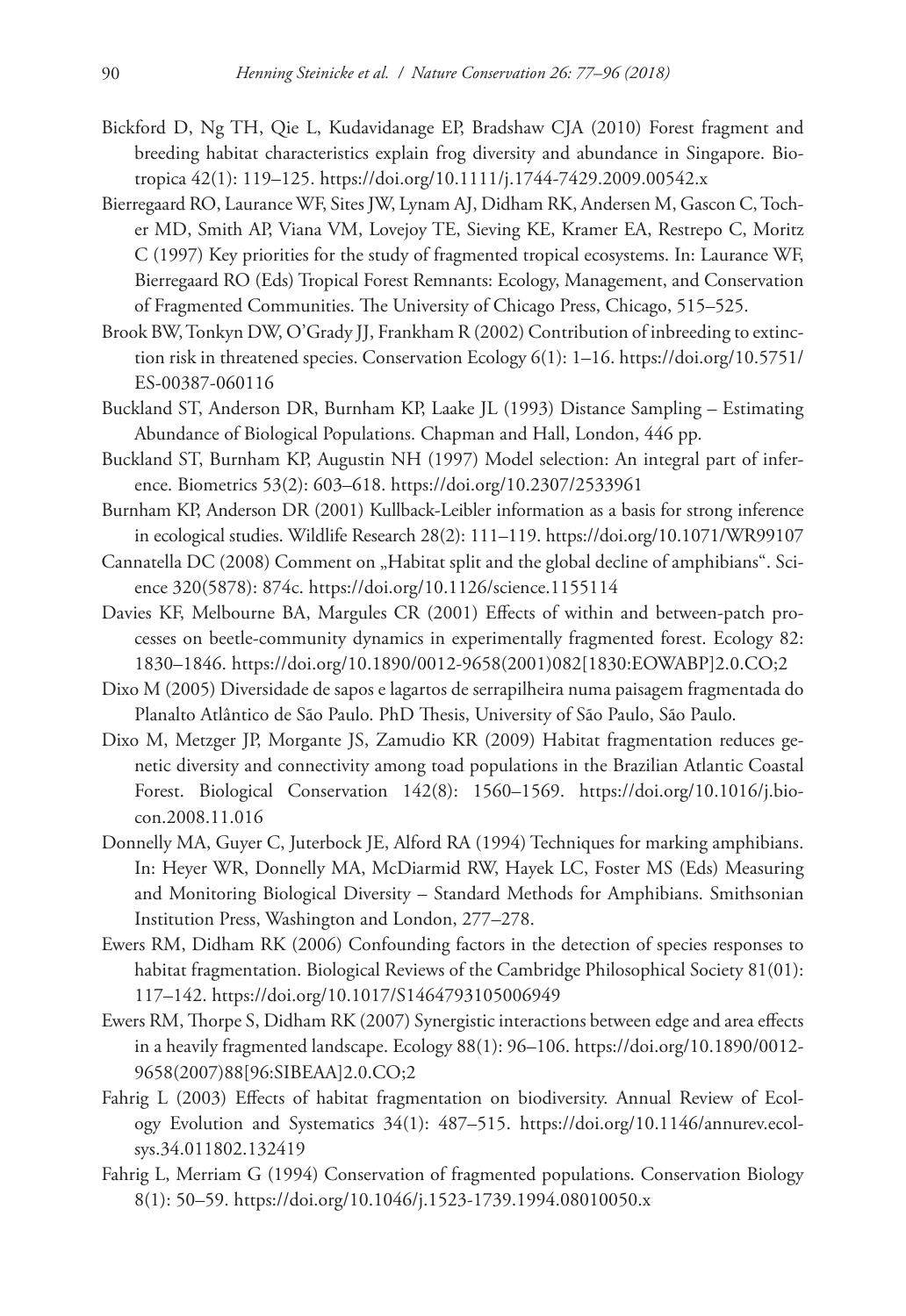Bickford D, Ng TH, Qie L, Kudavidanage EP, Bradshaw CJA (2010) Forest fragment and breeding habitat characteristics explain frog diversity and abundance in Singapore. Biotropica 42(1): 119–125. https://doi.org/10.1111/j.1744-7429.2009.00542.x

Bierregaard RO, Laurance WF, Sites JW, Lynam AJ, Didham RK, Andersen M, Gascon C, Tocher MD, Smith AP, Viana VM, Lovejoy TE, Sieving KE, Kramer EA, Restrepo C, Moritz C (1997) Key priorities for the study of fragmented tropical ecosystems. In: Laurance WF, Bierregaard RO (Eds) Tropical Forest Remnants: Ecology, Management, and Conservation of Fragmented Communities. The University of Chicago Press, Chicago, 515–525.

Brook BW, Tonkyn DW, O'Grady JJ, Frankham R (2002) Contribution of inbreeding to extinction risk in threatened species. Conservation Ecology 6(1): 1–16. https://doi.org/10.5751/ES-00387-060116

Buckland ST, Anderson DR, Burnham KP, Laake JL (1993) Distance Sampling – Estimating Abundance of Biological Populations. Chapman and Hall, London, 446 pp.

Buckland ST, Burnham KP, Augustin NH (1997) Model selection: An integral part of inference. Biometrics 53(2): 603–618. https://doi.org/10.2307/2533961

Burnham KP, Anderson DR (2001) Kullback-Leibler information as a basis for strong inference in ecological studies. Wildlife Research 28(2): 111–119. https://doi.org/10.1071/WR99107

Cannatella DC (2008) Comment on „Habitat split and the global decline of amphibians". Science 320(5878): 874c. https://doi.org/10.1126/science.1155114

Davies KF, Melbourne BA, Margules CR (2001) Effects of within and between-patch processes on beetle-community dynamics in experimentally fragmented forest. Ecology 82: 1830–1846. https://doi.org/10.1890/0012-9658(2001)082[1830:EOWABP]2.0.CO;2

Dixo M (2005) Diversidade de sapos e lagartos de serrapilheira numa paisagem fragmentada do Planalto Atlântico de São Paulo. PhD Thesis, University of São Paulo, São Paulo.

Dixo M, Metzger JP, Morgante JS, Zamudio KR (2009) Habitat fragmentation reduces genetic diversity and connectivity among toad populations in the Brazilian Atlantic Coastal Forest. Biological Conservation 142(8): 1560–1569. https://doi.org/10.1016/j.biocon.2008.11.016

Donnelly MA, Guyer C, Juterbock JE, Alford RA (1994) Techniques for marking amphibians. In: Heyer WR, Donnelly MA, McDiarmid RW, Hayek LC, Foster MS (Eds) Measuring and Monitoring Biological Diversity – Standard Methods for Amphibians. Smithsonian Institution Press, Washington and London, 277–278.

Ewers RM, Didham RK (2006) Confounding factors in the detection of species responses to habitat fragmentation. Biological Reviews of the Cambridge Philosophical Society 81(01): 117–142. https://doi.org/10.1017/S1464793105006949

Ewers RM, Thorpe S, Didham RK (2007) Synergistic interactions between edge and area effects in a heavily fragmented landscape. Ecology 88(1): 96–106. https://doi.org/10.1890/0012-9658(2007)88[96:SIBEAA]2.0.CO;2

Fahrig L (2003) Effects of habitat fragmentation on biodiversity. Annual Review of Ecology Evolution and Systematics 34(1): 487–515. https://doi.org/10.1146/annurev.ecolsys.34.011802.132419

Fahrig L, Merriam G (1994) Conservation of fragmented populations. Conservation Biology 8(1): 50–59. https://doi.org/10.1046/j.1523-1739.1994.08010050.x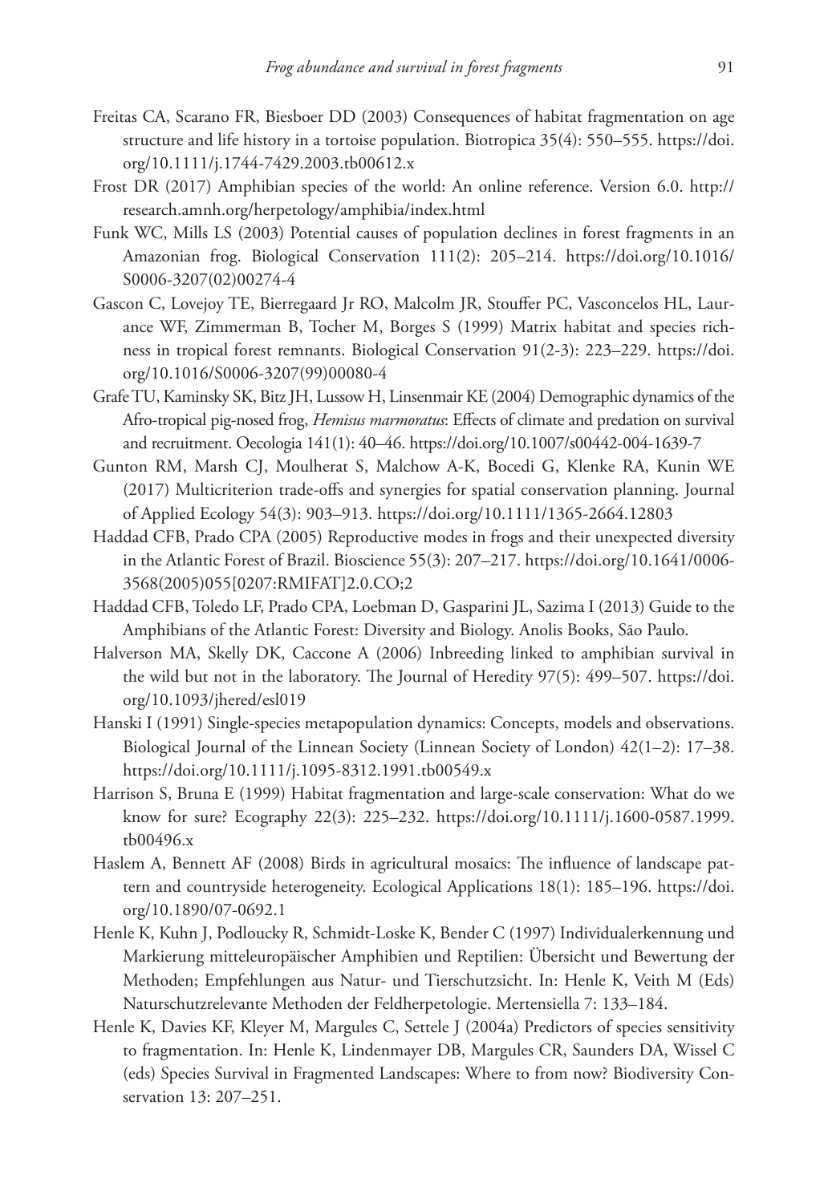Freitas CA, Scarano FR, Biesboer DD (2003) Consequences of habitat fragmentation on age structure and life history in a tortoise population. Biotropica 35(4): 550–555. https://doi.org/10.1111/j.1744-7429.2003.tb00612.x

Frost DR (2017) Amphibian species of the world: An online reference. Version 6.0. http://research.amnh.org/herpetology/amphibia/index.html

Funk WC, Mills LS (2003) Potential causes of population declines in forest fragments in an Amazonian frog. Biological Conservation 111(2): 205–214. https://doi.org/10.1016/S0006-3207(02)00274-4

Gascon C, Lovejoy TE, Bierregaard Jr RO, Malcolm JR, Stouffer PC, Vasconcelos HL, Laurance WF, Zimmerman B, Tocher M, Borges S (1999) Matrix habitat and species richness in tropical forest remnants. Biological Conservation 91(2-3): 223–229. https://doi.org/10.1016/S0006-3207(99)00080-4

Grafe TU, Kaminsky SK, Bitz JH, Lussow H, Linsenmair KE (2004) Demographic dynamics of the Afro-tropical pig-nosed frog, *Hemisus marmoratus*: Effects of climate and predation on survival and recruitment. Oecologia 141(1): 40–46. https://doi.org/10.1007/s00442-004-1639-7

Gunton RM, Marsh CJ, Moulherat S, Malchow A-K, Bocedi G, Klenke RA, Kunin WE (2017) Multicriterion trade-offs and synergies for spatial conservation planning. Journal of Applied Ecology 54(3): 903–913. https://doi.org/10.1111/1365-2664.12803

Haddad CFB, Prado CPA (2005) Reproductive modes in frogs and their unexpected diversity in the Atlantic Forest of Brazil. Bioscience 55(3): 207–217. https://doi.org/10.1641/0006-3568(2005)055[0207:RMIFAT]2.0.CO;2

Haddad CFB, Toledo LF, Prado CPA, Loebman D, Gasparini JL, Sazima I (2013) Guide to the Amphibians of the Atlantic Forest: Diversity and Biology. Anolis Books, São Paulo.

Halverson MA, Skelly DK, Caccone A (2006) Inbreeding linked to amphibian survival in the wild but not in the laboratory. The Journal of Heredity 97(5): 499–507. https://doi.org/10.1093/jhered/esl019

Hanski I (1991) Single-species metapopulation dynamics: Concepts, models and observations. Biological Journal of the Linnean Society (Linnean Society of London) 42(1–2): 17–38. https://doi.org/10.1111/j.1095-8312.1991.tb00549.x

Harrison S, Bruna E (1999) Habitat fragmentation and large-scale conservation: What do we know for sure? Ecography 22(3): 225–232. https://doi.org/10.1111/j.1600-0587.1999.tb00496.x

Haslem A, Bennett AF (2008) Birds in agricultural mosaics: The influence of landscape pattern and countryside heterogeneity. Ecological Applications 18(1): 185–196. https://doi.org/10.1890/07-0692.1

Henle K, Kuhn J, Podloucky R, Schmidt-Loske K, Bender C (1997) Individualerkennung und Markierung mitteleuropäischer Amphibien und Reptilien: Übersicht und Bewertung der Methoden; Empfehlungen aus Natur- und Tierschutzsicht. In: Henle K, Veith M (Eds) Naturschutzrelevante Methoden der Feldherpetologie. Mertensiella 7: 133–184.

Henle K, Davies KF, Kleyer M, Margules C, Settele J (2004a) Predictors of species sensitivity to fragmentation. In: Henle K, Lindenmayer DB, Margules CR, Saunders DA, Wissel C (eds) Species Survival in Fragmented Landscapes: Where to from now? Biodiversity Conservation 13: 207–251.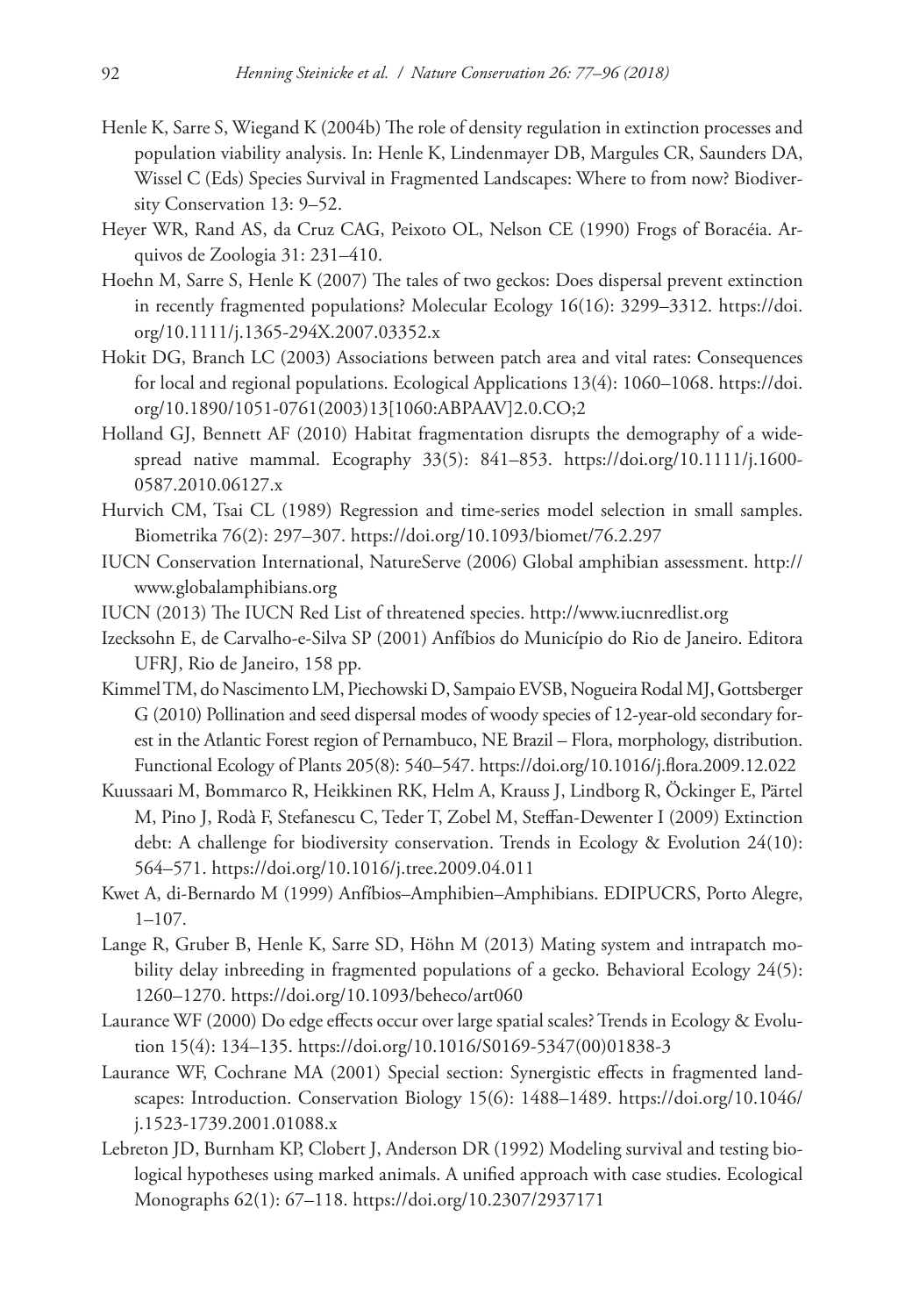Henle K, Sarre S, Wiegand K (2004b) The role of density regulation in extinction processes and population viability analysis. In: Henle K, Lindenmayer DB, Margules CR, Saunders DA, Wissel C (Eds) Species Survival in Fragmented Landscapes: Where to from now? Biodiversity Conservation 13: 9–52.

Heyer WR, Rand AS, da Cruz CAG, Peixoto OL, Nelson CE (1990) Frogs of Boracéia. Arquivos de Zoologia 31: 231–410.

Hoehn M, Sarre S, Henle K (2007) The tales of two geckos: Does dispersal prevent extinction in recently fragmented populations? Molecular Ecology 16(16): 3299–3312. https://doi.org/10.1111/j.1365-294X.2007.03352.x

Hokit DG, Branch LC (2003) Associations between patch area and vital rates: Consequences for local and regional populations. Ecological Applications 13(4): 1060–1068. https://doi.org/10.1890/1051-0761(2003)13[1060:ABPAAV]2.0.CO;2

Holland GJ, Bennett AF (2010) Habitat fragmentation disrupts the demography of a widespread native mammal. Ecography 33(5): 841–853. https://doi.org/10.1111/j.1600-0587.2010.06127.x

Hurvich CM, Tsai CL (1989) Regression and time-series model selection in small samples. Biometrika 76(2): 297–307. https://doi.org/10.1093/biomet/76.2.297

IUCN Conservation International, NatureServe (2006) Global amphibian assessment. http://www.globalamphibians.org

IUCN (2013) The IUCN Red List of threatened species. http://www.iucnredlist.org

Izecksohn E, de Carvalho-e-Silva SP (2001) Anfíbios do Município do Rio de Janeiro. Editora UFRJ, Rio de Janeiro, 158 pp.

Kimmel TM, do Nascimento LM, Piechowski D, Sampaio EVSB, Nogueira Rodal MJ, Gottsberger G (2010) Pollination and seed dispersal modes of woody species of 12-year-old secondary forest in the Atlantic Forest region of Pernambuco, NE Brazil – Flora, morphology, distribution. Functional Ecology of Plants 205(8): 540–547. https://doi.org/10.1016/j.flora.2009.12.022

Kuussaari M, Bommarco R, Heikkinen RK, Helm A, Krauss J, Lindborg R, Öckinger E, Pärtel M, Pino J, Rodà F, Stefanescu C, Teder T, Zobel M, Steffan-Dewenter I (2009) Extinction debt: A challenge for biodiversity conservation. Trends in Ecology & Evolution 24(10): 564–571. https://doi.org/10.1016/j.tree.2009.04.011

Kwet A, di-Bernardo M (1999) Anfíbios–Amphibien–Amphibians. EDIPUCRS, Porto Alegre, 1–107.

Lange R, Gruber B, Henle K, Sarre SD, Höhn M (2013) Mating system and intrapatch mobility delay inbreeding in fragmented populations of a gecko. Behavioral Ecology 24(5): 1260–1270. https://doi.org/10.1093/beheco/art060

Laurance WF (2000) Do edge effects occur over large spatial scales? Trends in Ecology & Evolution 15(4): 134–135. https://doi.org/10.1016/S0169-5347(00)01838-3

Laurance WF, Cochrane MA (2001) Special section: Synergistic effects in fragmented landscapes: Introduction. Conservation Biology 15(6): 1488–1489. https://doi.org/10.1046/j.1523-1739.2001.01088.x

Lebreton JD, Burnham KP, Clobert J, Anderson DR (1992) Modeling survival and testing biological hypotheses using marked animals. A unified approach with case studies. Ecological Monographs 62(1): 67–118. https://doi.org/10.2307/2937171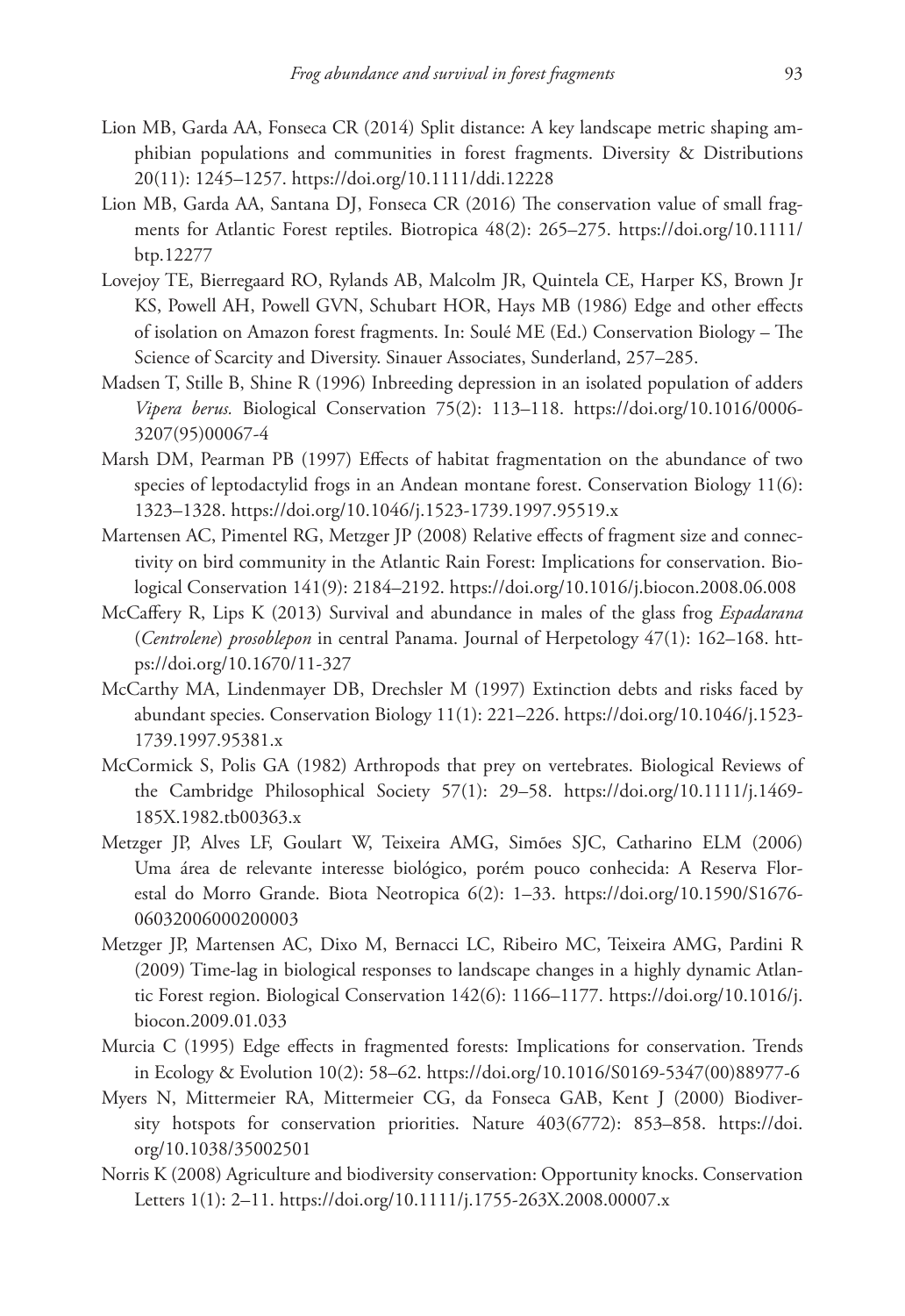Lion MB, Garda AA, Fonseca CR (2014) Split distance: A key landscape metric shaping amphibian populations and communities in forest fragments. Diversity & Distributions 20(11): 1245–1257. https://doi.org/10.1111/ddi.12228

Lion MB, Garda AA, Santana DJ, Fonseca CR (2016) The conservation value of small fragments for Atlantic Forest reptiles. Biotropica 48(2): 265–275. https://doi.org/10.1111/btp.12277

Lovejoy TE, Bierregaard RO, Rylands AB, Malcolm JR, Quintela CE, Harper KS, Brown Jr KS, Powell AH, Powell GVN, Schubart HOR, Hays MB (1986) Edge and other effects of isolation on Amazon forest fragments. In: Soulé ME (Ed.) Conservation Biology – The Science of Scarcity and Diversity. Sinauer Associates, Sunderland, 257–285.

Madsen T, Stille B, Shine R (1996) Inbreeding depression in an isolated population of adders *Vipera berus*. Biological Conservation 75(2): 113–118. https://doi.org/10.1016/0006-3207(95)00067-4

Marsh DM, Pearman PB (1997) Effects of habitat fragmentation on the abundance of two species of leptodactylid frogs in an Andean montane forest. Conservation Biology 11(6): 1323–1328. https://doi.org/10.1046/j.1523-1739.1997.95519.x

Martensen AC, Pimentel RG, Metzger JP (2008) Relative effects of fragment size and connectivity on bird community in the Atlantic Rain Forest: Implications for conservation. Biological Conservation 141(9): 2184–2192. https://doi.org/10.1016/j.biocon.2008.06.008

McCaffery R, Lips K (2013) Survival and abundance in males of the glass frog *Espadarana* (*Centrolene*) *prosoblepon* in central Panama. Journal of Herpetology 47(1): 162–168. https://doi.org/10.1670/11-327

McCarthy MA, Lindenmayer DB, Drechsler M (1997) Extinction debts and risks faced by abundant species. Conservation Biology 11(1): 221–226. https://doi.org/10.1046/j.1523-1739.1997.95381.x

McCormick S, Polis GA (1982) Arthropods that prey on vertebrates. Biological Reviews of the Cambridge Philosophical Society 57(1): 29–58. https://doi.org/10.1111/j.1469-185X.1982.tb00363.x

Metzger JP, Alves LF, Goulart W, Teixeira AMG, Simões SJC, Catharino ELM (2006) Uma área de relevante interesse biológico, porém pouco conhecida: A Reserva Florestal do Morro Grande. Biota Neotropica 6(2): 1–33. https://doi.org/10.1590/S1676-06032006000200003

Metzger JP, Martensen AC, Dixo M, Bernacci LC, Ribeiro MC, Teixeira AMG, Pardini R (2009) Time-lag in biological responses to landscape changes in a highly dynamic Atlantic Forest region. Biological Conservation 142(6): 1166–1177. https://doi.org/10.1016/j.biocon.2009.01.033

Murcia C (1995) Edge effects in fragmented forests: Implications for conservation. Trends in Ecology & Evolution 10(2): 58–62. https://doi.org/10.1016/S0169-5347(00)88977-6

Myers N, Mittermeier RA, Mittermeier CG, da Fonseca GAB, Kent J (2000) Biodiversity hotspots for conservation priorities. Nature 403(6772): 853–858. https://doi.org/10.1038/35002501

Norris K (2008) Agriculture and biodiversity conservation: Opportunity knocks. Conservation Letters 1(1): 2–11. https://doi.org/10.1111/j.1755-263X.2008.00007.x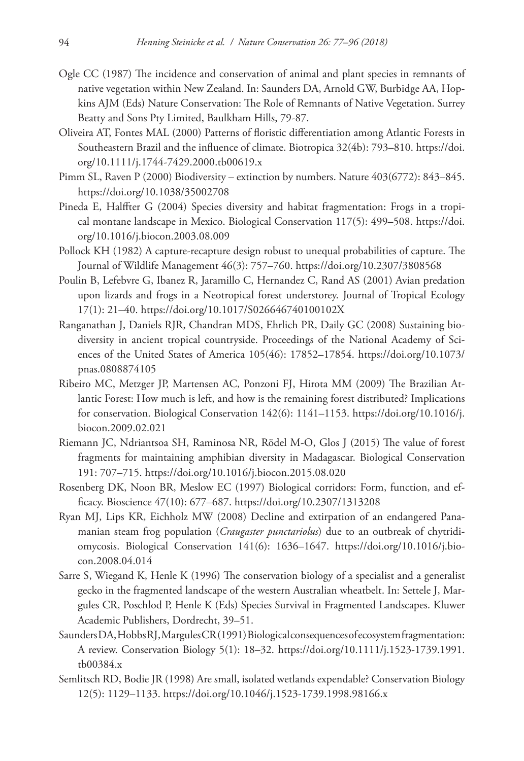Ogle CC (1987) The incidence and conservation of animal and plant species in remnants of native vegetation within New Zealand. In: Saunders DA, Arnold GW, Burbidge AA, Hopkins AJM (Eds) Nature Conservation: The Role of Remnants of Native Vegetation. Surrey Beatty and Sons Pty Limited, Baulkham Hills, 79-87.

Oliveira AT, Fontes MAL (2000) Patterns of floristic differentiation among Atlantic Forests in Southeastern Brazil and the influence of climate. Biotropica 32(4b): 793–810. https://doi.org/10.1111/j.1744-7429.2000.tb00619.x

Pimm SL, Raven P (2000) Biodiversity – extinction by numbers. Nature 403(6772): 843–845. https://doi.org/10.1038/35002708

Pineda E, Halffter G (2004) Species diversity and habitat fragmentation: Frogs in a tropical montane landscape in Mexico. Biological Conservation 117(5): 499–508. https://doi.org/10.1016/j.biocon.2003.08.009

Pollock KH (1982) A capture-recapture design robust to unequal probabilities of capture. The Journal of Wildlife Management 46(3): 757–760. https://doi.org/10.2307/3808568

Poulin B, Lefebvre G, Ibanez R, Jaramillo C, Hernandez C, Rand AS (2001) Avian predation upon lizards and frogs in a Neotropical forest understorey. Journal of Tropical Ecology 17(1): 21–40. https://doi.org/10.1017/S026646740100102X

Ranganathan J, Daniels RJR, Chandran MDS, Ehrlich PR, Daily GC (2008) Sustaining biodiversity in ancient tropical countryside. Proceedings of the National Academy of Sciences of the United States of America 105(46): 17852–17854. https://doi.org/10.1073/pnas.0808874105

Ribeiro MC, Metzger JP, Martensen AC, Ponzoni FJ, Hirota MM (2009) The Brazilian Atlantic Forest: How much is left, and how is the remaining forest distributed? Implications for conservation. Biological Conservation 142(6): 1141–1153. https://doi.org/10.1016/j.biocon.2009.02.021

Riemann JC, Ndriantsoa SH, Raminosa NR, Rödel M-O, Glos J (2015) The value of forest fragments for maintaining amphibian diversity in Madagascar. Biological Conservation 191: 707–715. https://doi.org/10.1016/j.biocon.2015.08.020

Rosenberg DK, Noon BR, Meslow EC (1997) Biological corridors: Form, function, and efficacy. Bioscience 47(10): 677–687. https://doi.org/10.2307/1313208

Ryan MJ, Lips KR, Eichholz MW (2008) Decline and extirpation of an endangered Panamanian steam frog population (*Craugaster punctariolus*) due to an outbreak of chytridiomycosis. Biological Conservation 141(6): 1636–1647. https://doi.org/10.1016/j.biocon.2008.04.014

Sarre S, Wiegand K, Henle K (1996) The conservation biology of a specialist and a generalist gecko in the fragmented landscape of the western Australian wheatbelt. In: Settele J, Margules CR, Poschlod P, Henle K (Eds) Species Survival in Fragmented Landscapes. Kluwer Academic Publishers, Dordrecht, 39–51.

Saunders DA, Hobbs RJ, Margules CR (1991) Biological consequences of ecosystem fragmentation: A review. Conservation Biology 5(1): 18–32. https://doi.org/10.1111/j.1523-1739.1991.tb00384.x

Semlitsch RD, Bodie JR (1998) Are small, isolated wetlands expendable? Conservation Biology 12(5): 1129–1133. https://doi.org/10.1046/j.1523-1739.1998.98166.x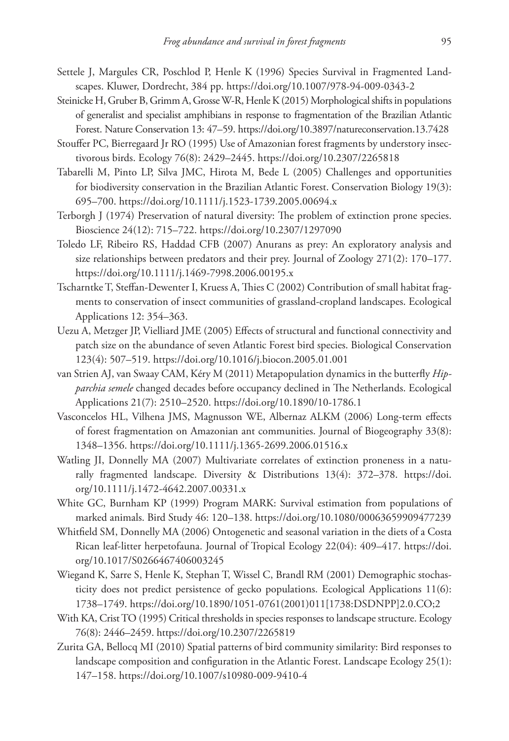Settele J, Margules CR, Poschlod P, Henle K (1996) Species Survival in Fragmented Landscapes. Kluwer, Dordrecht, 384 pp. https://doi.org/10.1007/978-94-009-0343-2

Steinicke H, Gruber B, Grimm A, Grosse W-R, Henle K (2015) Morphological shifts in populations of generalist and specialist amphibians in response to fragmentation of the Brazilian Atlantic Forest. Nature Conservation 13: 47–59. https://doi.org/10.3897/natureconservation.13.7428

Stouffer PC, Bierregaard Jr RO (1995) Use of Amazonian forest fragments by understory insectivorous birds. Ecology 76(8): 2429–2445. https://doi.org/10.2307/2265818

Tabarelli M, Pinto LP, Silva JMC, Hirota M, Bede L (2005) Challenges and opportunities for biodiversity conservation in the Brazilian Atlantic Forest. Conservation Biology 19(3): 695–700. https://doi.org/10.1111/j.1523-1739.2005.00694.x

Terborgh J (1974) Preservation of natural diversity: The problem of extinction prone species. Bioscience 24(12): 715–722. https://doi.org/10.2307/1297090

Toledo LF, Ribeiro RS, Haddad CFB (2007) Anurans as prey: An exploratory analysis and size relationships between predators and their prey. Journal of Zoology 271(2): 170–177. https://doi.org/10.1111/j.1469-7998.2006.00195.x

Tscharntke T, Steffan-Dewenter I, Kruess A, Thies C (2002) Contribution of small habitat fragments to conservation of insect communities of grassland-cropland landscapes. Ecological Applications 12: 354–363.

Uezu A, Metzger JP, Vielliard JME (2005) Effects of structural and functional connectivity and patch size on the abundance of seven Atlantic Forest bird species. Biological Conservation 123(4): 507–519. https://doi.org/10.1016/j.biocon.2005.01.001

van Strien AJ, van Swaay CAM, Kéry M (2011) Metapopulation dynamics in the butterfly *Hipparchia semele* changed decades before occupancy declined in The Netherlands. Ecological Applications 21(7): 2510–2520. https://doi.org/10.1890/10-1786.1

Vasconcelos HL, Vilhena JMS, Magnusson WE, Albernaz ALKM (2006) Long-term effects of forest fragmentation on Amazonian ant communities. Journal of Biogeography 33(8): 1348–1356. https://doi.org/10.1111/j.1365-2699.2006.01516.x

Watling JI, Donnelly MA (2007) Multivariate correlates of extinction proneness in a naturally fragmented landscape. Diversity & Distributions 13(4): 372–378. https://doi.org/10.1111/j.1472-4642.2007.00331.x

White GC, Burnham KP (1999) Program MARK: Survival estimation from populations of marked animals. Bird Study 46: 120–138. https://doi.org/10.1080/00063659909477239

Whitfield SM, Donnelly MA (2006) Ontogenetic and seasonal variation in the diets of a Costa Rican leaf-litter herpetofauna. Journal of Tropical Ecology 22(04): 409–417. https://doi.org/10.1017/S0266467406003245

Wiegand K, Sarre S, Henle K, Stephan T, Wissel C, Brandl RM (2001) Demographic stochasticity does not predict persistence of gecko populations. Ecological Applications 11(6): 1738–1749. https://doi.org/10.1890/1051-0761(2001)011[1738:DSDNPP]2.0.CO;2

With KA, Crist TO (1995) Critical thresholds in species responses to landscape structure. Ecology 76(8): 2446–2459. https://doi.org/10.2307/2265819

Zurita GA, Bellocq MI (2010) Spatial patterns of bird community similarity: Bird responses to landscape composition and configuration in the Atlantic Forest. Landscape Ecology 25(1): 147–158. https://doi.org/10.1007/s10980-009-9410-4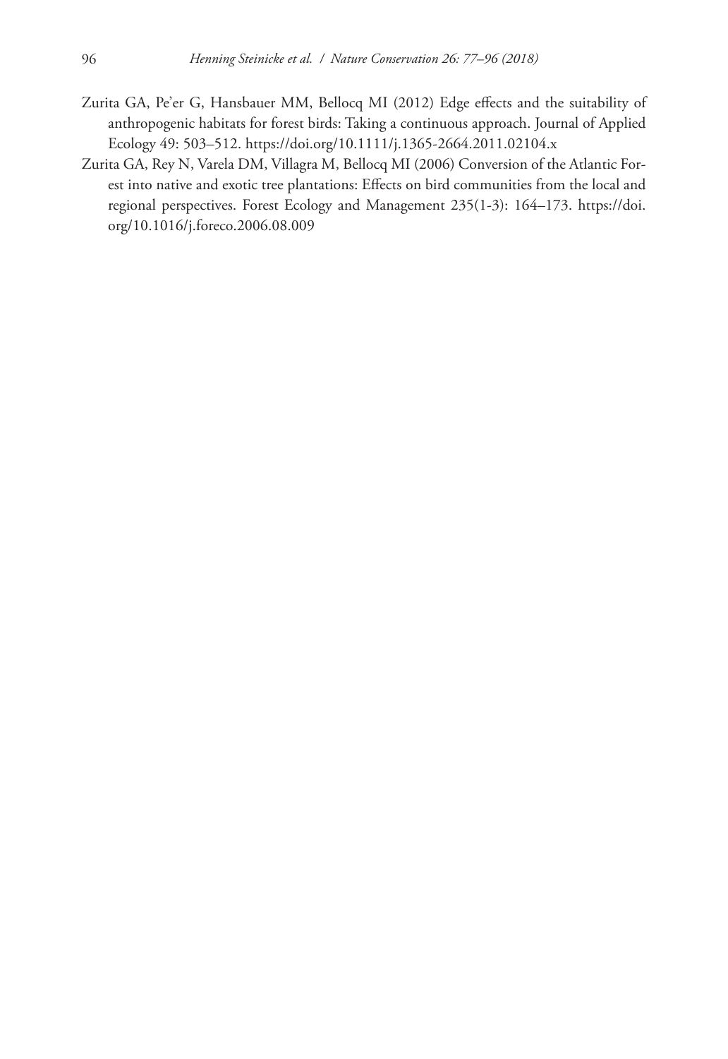Zurita GA, Pe'er G, Hansbauer MM, Bellocq MI (2012) Edge effects and the suitability of anthropogenic habitats for forest birds: Taking a continuous approach. Journal of Applied Ecology 49: 503–512. https://doi.org/10.1111/j.1365-2664.2011.02104.x

Zurita GA, Rey N, Varela DM, Villagra M, Bellocq MI (2006) Conversion of the Atlantic Forest into native and exotic tree plantations: Effects on bird communities from the local and regional perspectives. Forest Ecology and Management 235(1-3): 164–173. https://doi.org/10.1016/j.foreco.2006.08.009